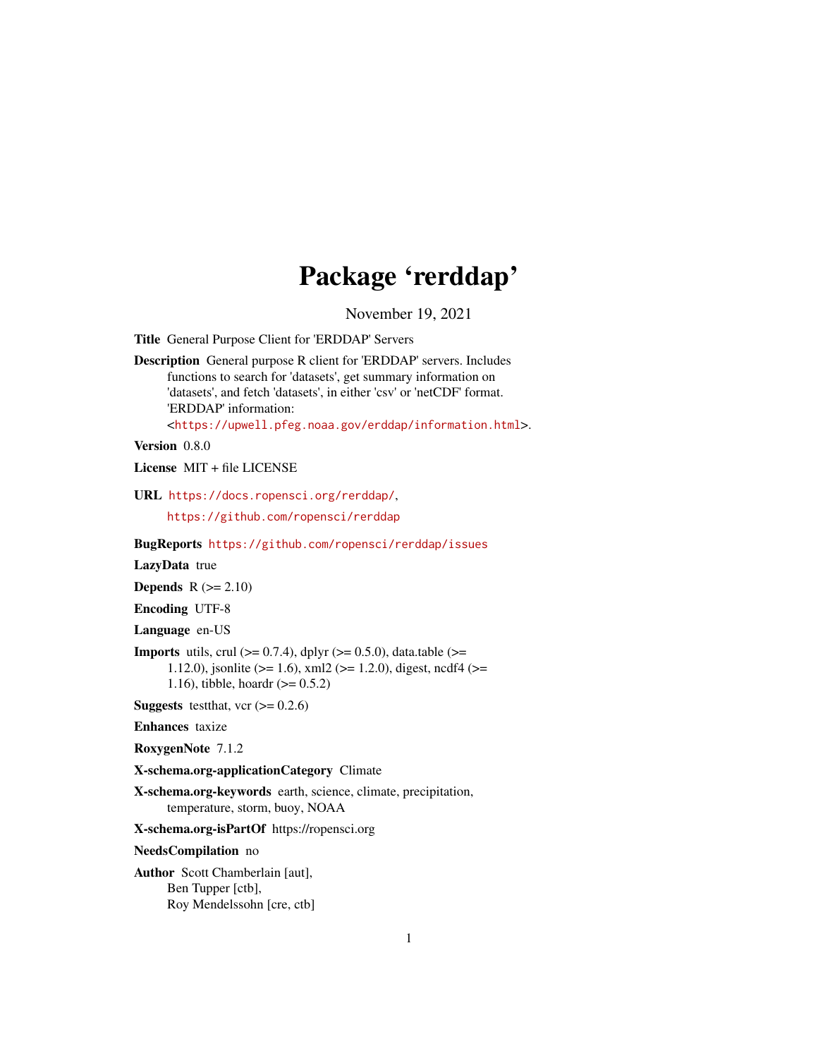# Package 'rerddap'

November 19, 2021

**Title** General Purpose Client for 'ERDDAP' Servers

**Description** General purpose R client for 'ERDDAP' servers. Includes functions to search for 'datasets', get summary information on 'datasets', and fetch 'datasets', in either 'csv' or 'netCDF' format. 'ERDDAP' information: <https://upwell.pfeg.noaa.gov/erddap/information.html>.

**Version** 0.8.0

**License** MIT + file LICENSE

**URL** https://docs.ropensci.org/rerddap/, https://github.com/ropensci/rerddap

**BugReports** https://github.com/ropensci/rerddap/issues

**LazyData** true

**Depends** R (>= 2.10)

**Encoding** UTF-8

**Language** en-US

**Imports** utils, crul (>= 0.7.4), dplyr (>= 0.5.0), data.table (>= 1.12.0), jsonlite (>= 1.6), xml2 (>= 1.2.0), digest, ncdf4 (>= 1.16), tibble, hoardr (>= 0.5.2)

**Suggests** testthat, vcr (>= 0.2.6)

**Enhances** taxize

**RoxygenNote** 7.1.2

**X-schema.org-applicationCategory** Climate

**X-schema.org-keywords** earth, science, climate, precipitation, temperature, storm, buoy, NOAA

**X-schema.org-isPartOf** https://ropensci.org

**NeedsCompilation** no

**Author** Scott Chamberlain [aut], Ben Tupper [ctb], Roy Mendelssohn [cre, ctb]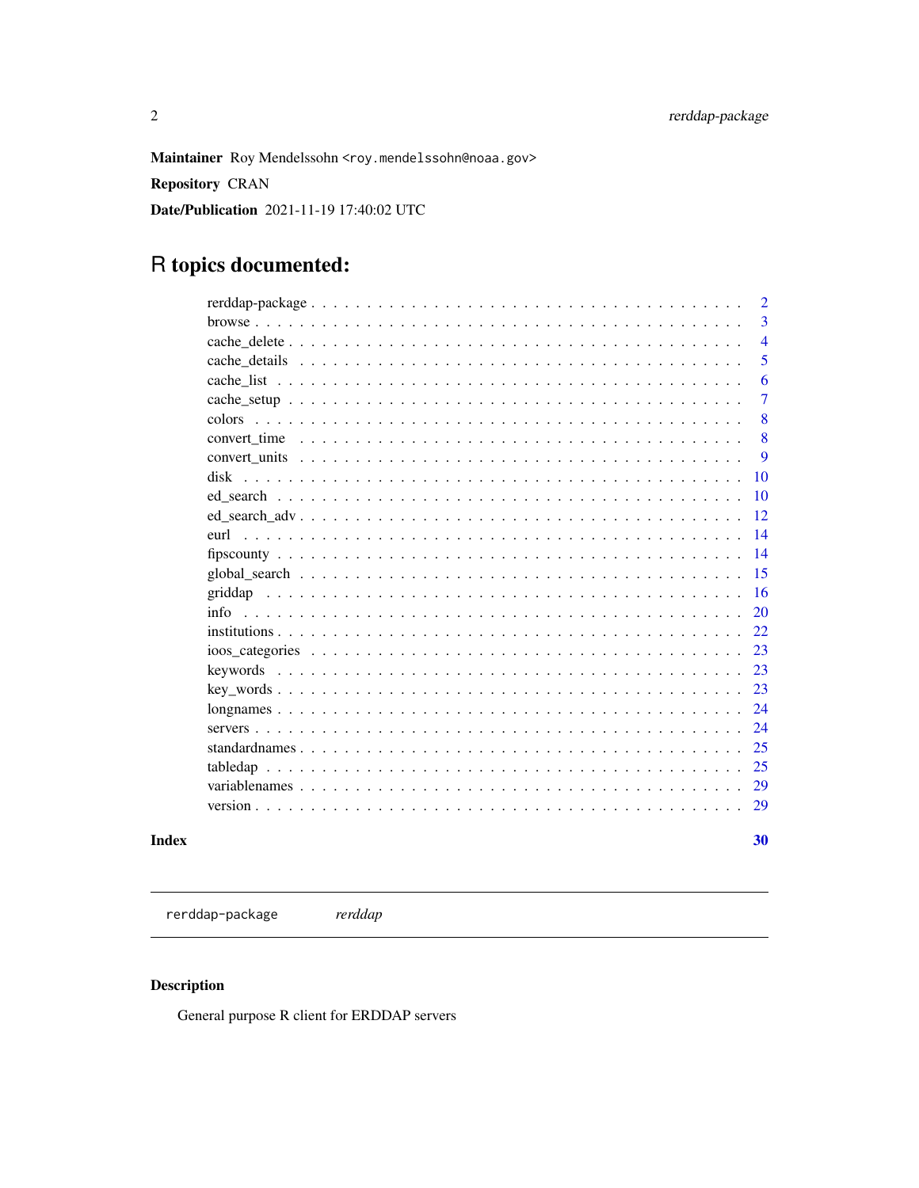**Maintainer** Roy Mendelssohn <roy.mendelssohn@noaa.gov>

**Repository** CRAN

**Date/Publication** 2021-11-19 17:40:02 UTC

# R topics documented:

| | |
|---|---|
| rerddap-package | 2 |
| browse | 3 |
| cache_delete | 4 |
| cache_details | 5 |
| cache_list | 6 |
| cache_setup | 7 |
| colors | 8 |
| convert_time | 8 |
| convert_units | 9 |
| disk | 10 |
| ed_search | 10 |
| ed_search_adv | 12 |
| eurl | 14 |
| fipscounty | 14 |
| global_search | 15 |
| griddap | 16 |
| info | 20 |
| institutions | 22 |
| ioos_categories | 23 |
| keywords | 23 |
| key_words | 23 |
| longnames | 24 |
| servers | 24 |
| standardnames | 25 |
| tabledap | 25 |
| variablenames | 29 |
| version | 29 |

**Index** **30**

---

`rerddap-package` *rerddap*

---

## Description

General purpose R client for ERDDAP servers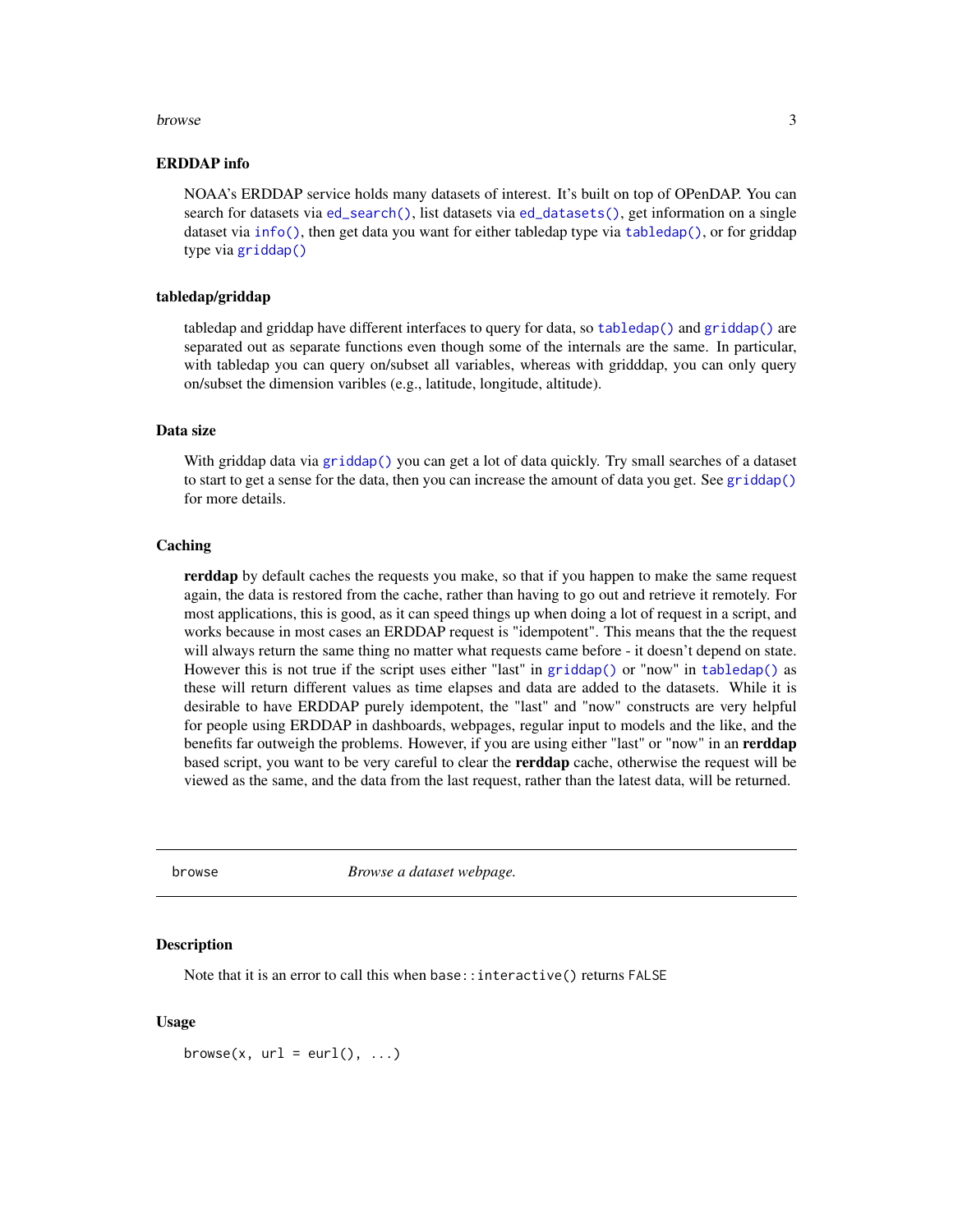### ERDDAP info

NOAA's ERDDAP service holds many datasets of interest. It's built on top of OPenDAP. You can search for datasets via `ed_search()`, list datasets via `ed_datasets()`, get information on a single dataset via `info()`, then get data you want for either tabledap type via `tabledap()`, or for griddap type via `griddap()`

### tabledap/griddap

tabledap and griddap have different interfaces to query for data, so `tabledap()` and `griddap()` are separated out as separate functions even though some of the internals are the same. In particular, with tabledap you can query on/subset all variables, whereas with gridddap, you can only query on/subset the dimension varibles (e.g., latitude, longitude, altitude).

### Data size

With griddap data via `griddap()` you can get a lot of data quickly. Try small searches of a dataset to start to get a sense for the data, then you can increase the amount of data you get. See `griddap()` for more details.

### Caching

**rerddap** by default caches the requests you make, so that if you happen to make the same request again, the data is restored from the cache, rather than having to go out and retrieve it remotely. For most applications, this is good, as it can speed things up when doing a lot of request in a script, and works because in most cases an ERDDAP request is "idempotent". This means that the the request will always return the same thing no matter what requests came before - it doesn't depend on state. However this is not true if the script uses either "last" in `griddap()` or "now" in `tabledap()` as these will return different values as time elapses and data are added to the datasets. While it is desirable to have ERDDAP purely idempotent, the "last" and "now" constructs are very helpful for people using ERDDAP in dashboards, webpages, regular input to models and the like, and the benefits far outweigh the problems. However, if you are using either "last" or "now" in an **rerddap** based script, you want to be very careful to clear the **rerddap** cache, otherwise the request will be viewed as the same, and the data from the last request, rather than the latest data, will be returned.

---

## browse — *Browse a dataset webpage.*

### Description

Note that it is an error to call this when `base::interactive()` returns `FALSE`

### Usage

```
browse(x, url = eurl(), ...)
```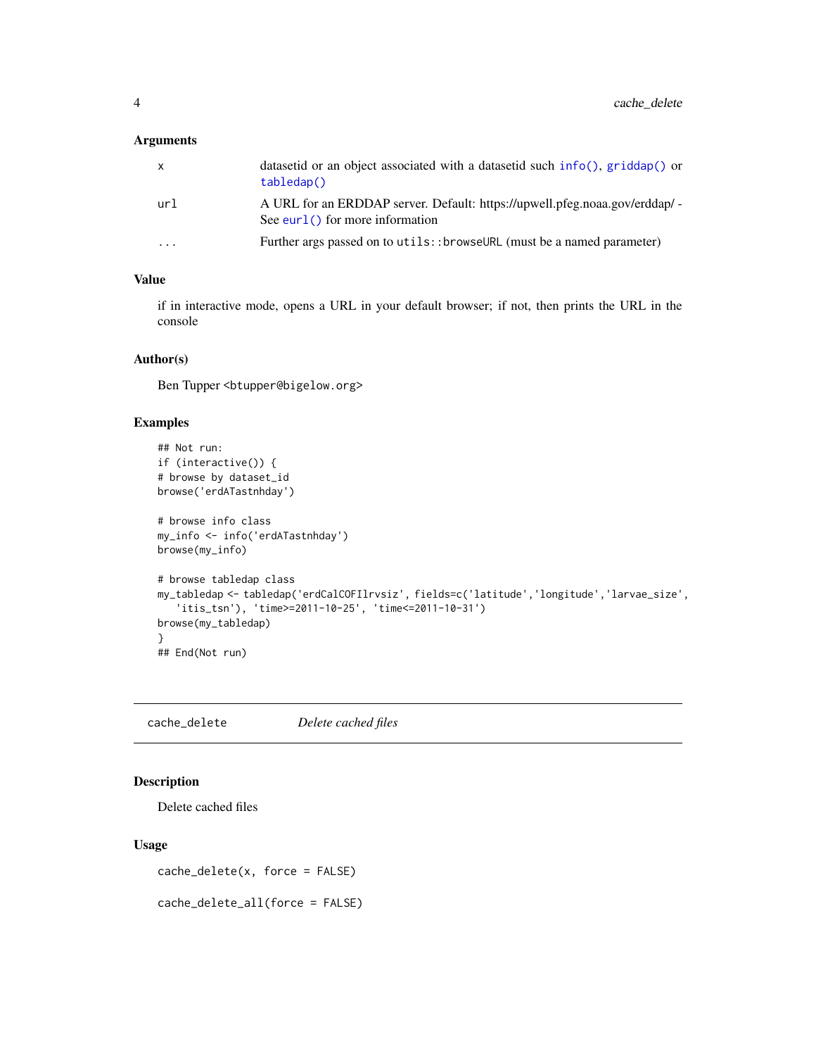### Arguments

| | |
|---|---|
| x | datasetid or an object associated with a datasetid such `info()`, `griddap()` or `tabledap()` |
| url | A URL for an ERDDAP server. Default: https://upwell.pfeg.noaa.gov/erddap/ - See `eurl()` for more information |
| ... | Further args passed on to `utils::browseURL` (must be a named parameter) |

### Value

if in interactive mode, opens a URL in your default browser; if not, then prints the URL in the console

### Author(s)

Ben Tupper <btupper@bigelow.org>

### Examples

```
## Not run:
if (interactive()) {
# browse by dataset_id
browse('erdATastnhday')

# browse info class
my_info <- info('erdATastnhday')
browse(my_info)

# browse tabledap class
my_tabledap <- tabledap('erdCalCOFIlrvsiz', fields=c('latitude','longitude','larvae_size',
   'itis_tsn'), 'time>=2011-10-25', 'time<=2011-10-31')
browse(my_tabledap)
}
## End(Not run)
```

---

## cache_delete *Delete cached files*

### Description

Delete cached files

### Usage

```
cache_delete(x, force = FALSE)

cache_delete_all(force = FALSE)
```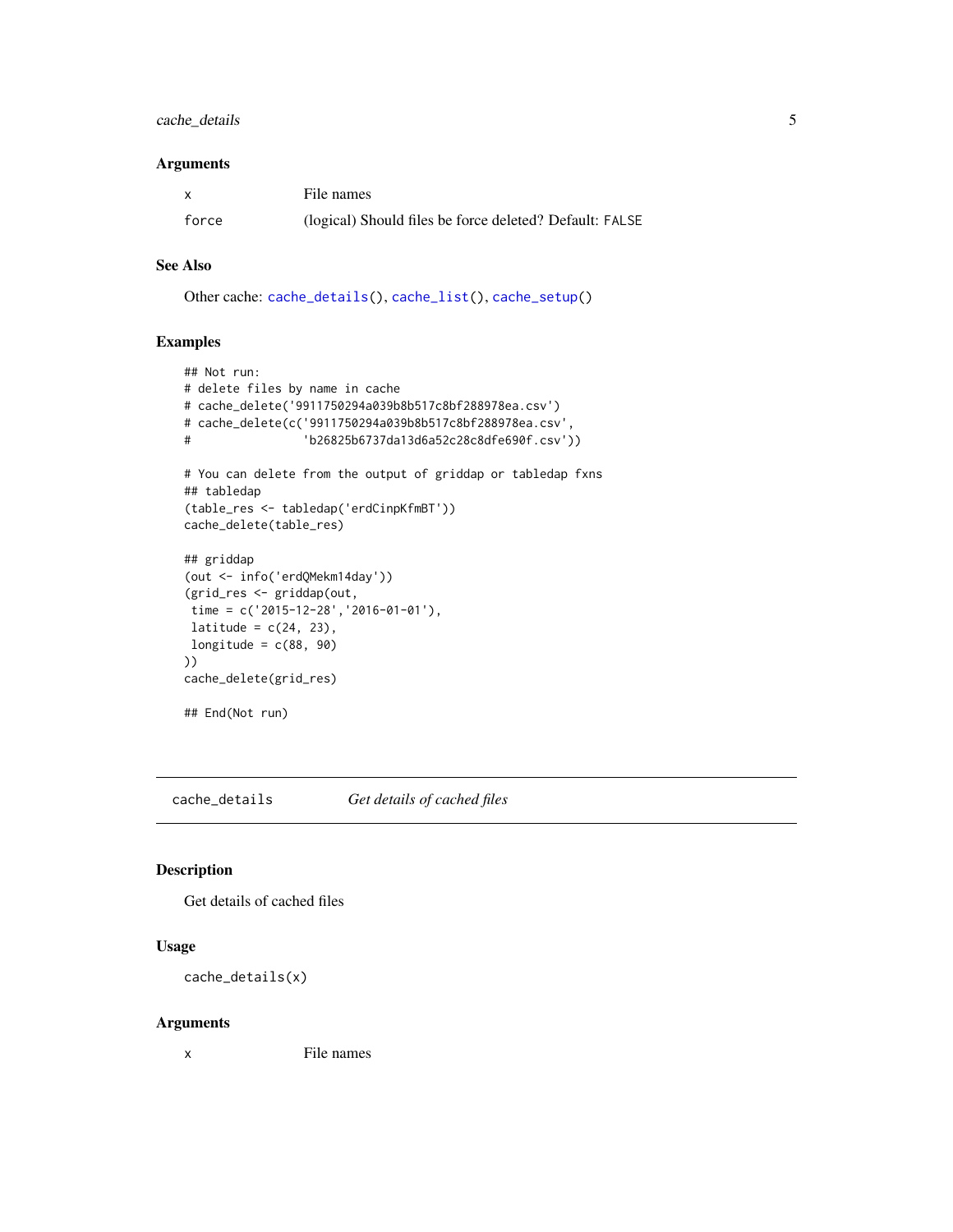### Arguments

| | |
|---|---|
| x | File names |
| force | (logical) Should files be force deleted? Default: FALSE |

### See Also

Other cache: cache_details(), cache_list(), cache_setup()

### Examples

```
## Not run:
# delete files by name in cache
# cache_delete('9911750294a039b8b517c8bf288978ea.csv')
# cache_delete(c('9911750294a039b8b517c8bf288978ea.csv',
#                'b26825b6737da13d6a52c28c8dfe690f.csv'))

# You can delete from the output of griddap or tabledap fxns
## tabledap
(table_res <- tabledap('erdCinpKfmBT'))
cache_delete(table_res)

## griddap
(out <- info('erdQMekm14day'))
(grid_res <- griddap(out,
 time = c('2015-12-28','2016-01-01'),
 latitude = c(24, 23),
 longitude = c(88, 90)
))
cache_delete(grid_res)

## End(Not run)
```

---

## cache_details — *Get details of cached files*

---

### Description

Get details of cached files

### Usage

```
cache_details(x)
```

### Arguments

| | |
|---|---|
| x | File names |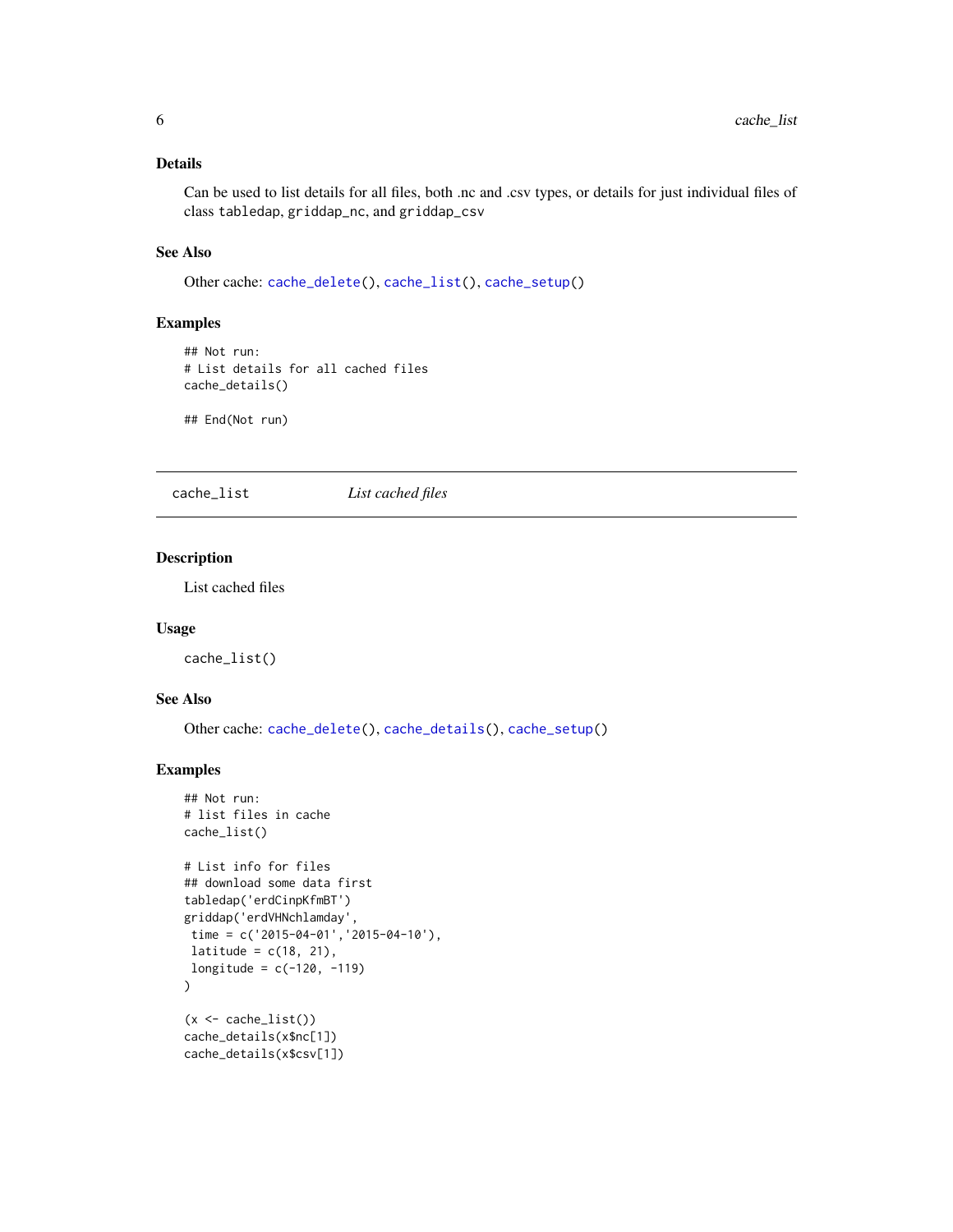### Details

Can be used to list details for all files, both .nc and .csv types, or details for just individual files of class `tabledap`, `griddap_nc`, and `griddap_csv`

### See Also

Other cache: `cache_delete()`, `cache_list()`, `cache_setup()`

### Examples

```
## Not run:
# List details for all cached files
cache_details()

## End(Not run)
```

---

## cache_list — *List cached files*

---

### Description

List cached files

### Usage

```
cache_list()
```

### See Also

Other cache: `cache_delete()`, `cache_details()`, `cache_setup()`

### Examples

```
## Not run:
# list files in cache
cache_list()

# List info for files
## download some data first
tabledap('erdCinpKfmBT')
griddap('erdVHNchlamday',
 time = c('2015-04-01','2015-04-10'),
 latitude = c(18, 21),
 longitude = c(-120, -119)
)

(x <- cache_list())
cache_details(x$nc[1])
cache_details(x$csv[1])
```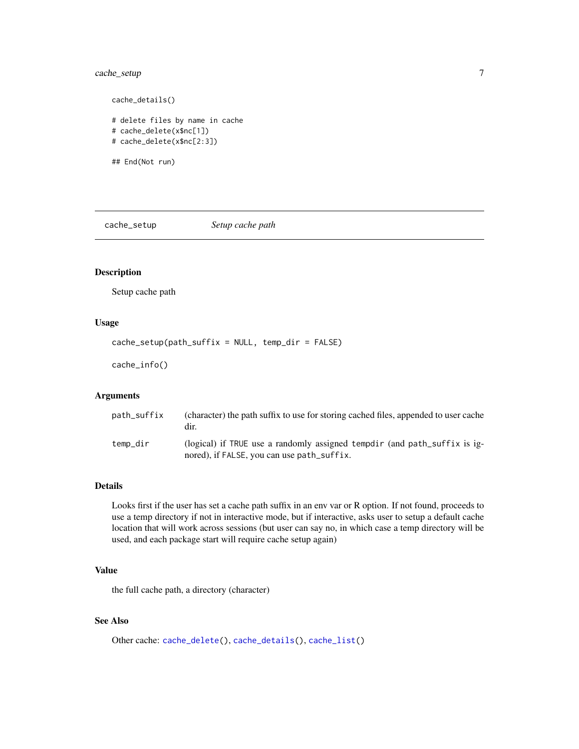```
cache_details()

# delete files by name in cache
# cache_delete(x$nc[1])
# cache_delete(x$nc[2:3])

## End(Not run)
```

---

## cache_setup *Setup cache path*

---

### Description

Setup cache path

### Usage

```
cache_setup(path_suffix = NULL, temp_dir = FALSE)

cache_info()
```

### Arguments

| | |
|---|---|
| `path_suffix` | (character) the path suffix to use for storing cached files, appended to user cache dir. |
| `temp_dir` | (logical) if `TRUE` use a randomly assigned `tempdir` (and `path_suffix` is ignored), if `FALSE`, you can use `path_suffix`. |

### Details

Looks first if the user has set a cache path suffix in an env var or R option. If not found, proceeds to use a temp directory if not in interactive mode, but if interactive, asks user to setup a default cache location that will work across sessions (but user can say no, in which case a temp directory will be used, and each package start will require cache setup again)

### Value

the full cache path, a directory (character)

### See Also

Other cache: `cache_delete()`, `cache_details()`, `cache_list()`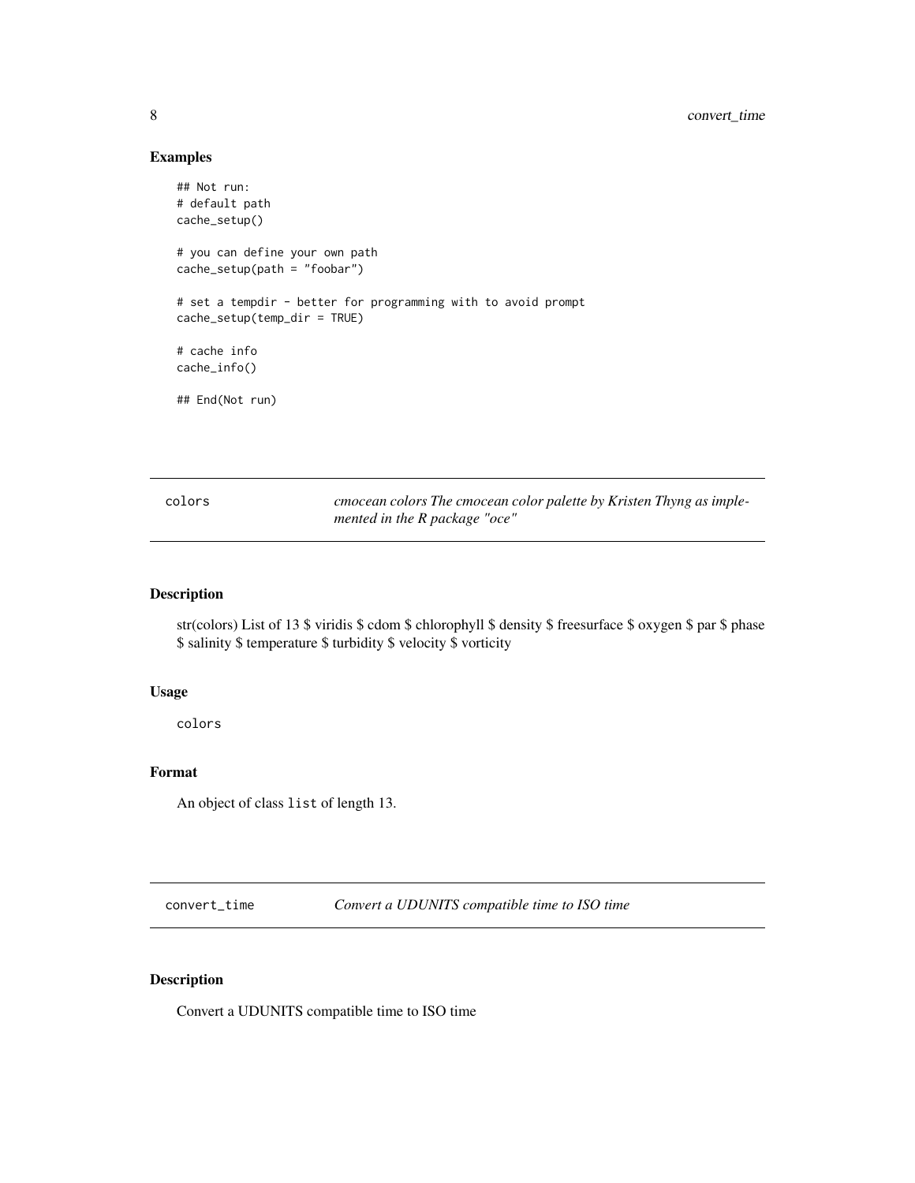## Examples

```
## Not run:
# default path
cache_setup()

# you can define your own path
cache_setup(path = "foobar")

# set a tempdir - better for programming with to avoid prompt
cache_setup(temp_dir = TRUE)

# cache info
cache_info()

## End(Not run)
```

---

## colors — *cmocean colors The cmocean color palette by Kristen Thyng as implemented in the R package "oce"*

### Description

str(colors) List of 13 $ viridis $ cdom $ chlorophyll $ density $ freesurface $ oxygen $ par $ phase $ salinity $ temperature $ turbidity $ velocity $ vorticity

### Usage

```
colors
```

### Format

An object of class `list` of length 13.

---

## convert_time — *Convert a UDUNITS compatible time to ISO time*

### Description

Convert a UDUNITS compatible time to ISO time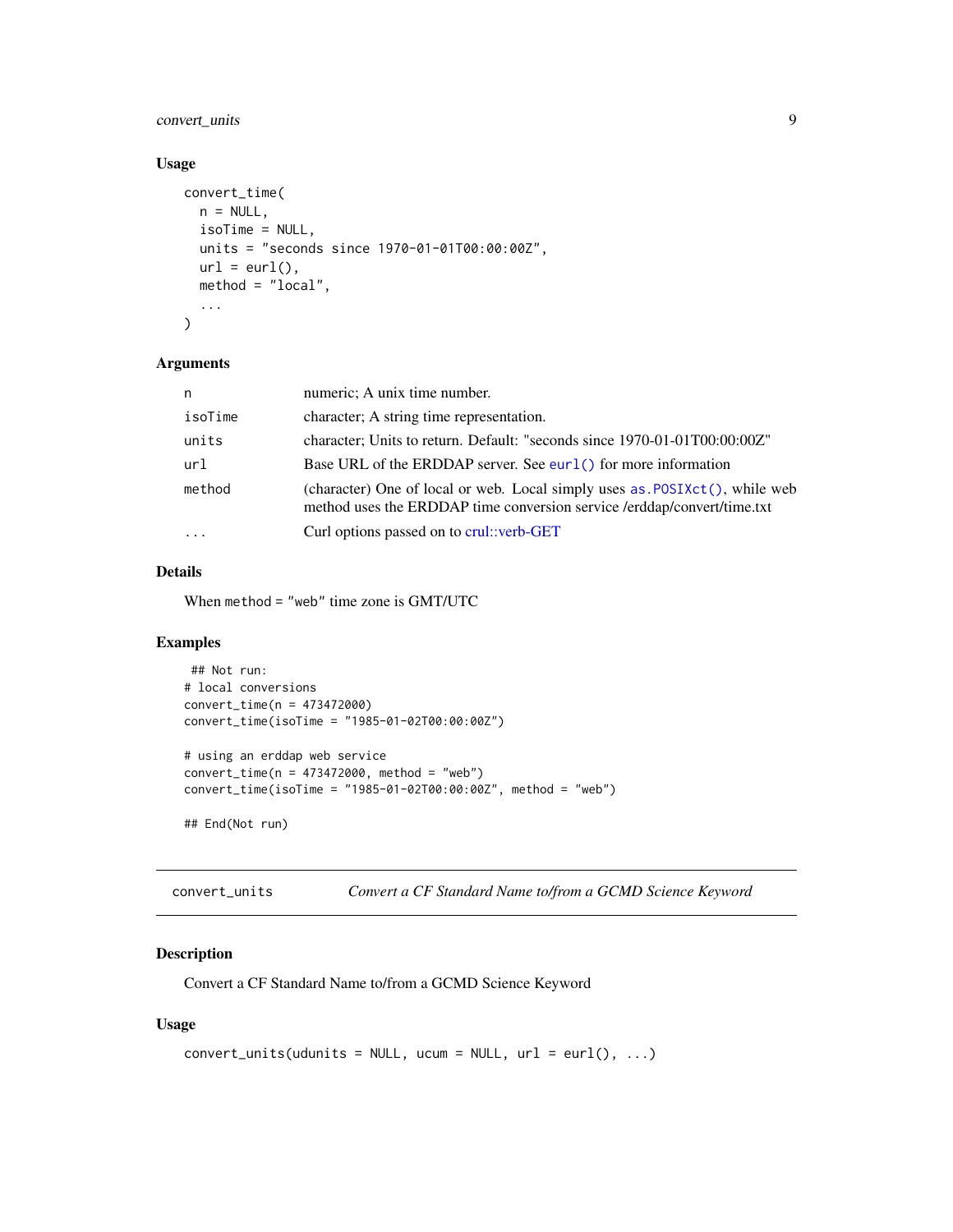### Usage

```
convert_time(
  n = NULL,
  isoTime = NULL,
  units = "seconds since 1970-01-01T00:00:00Z",
  url = eurl(),
  method = "local",
  ...
)
```

### Arguments

| Argument | Description |
|---|---|
| `n` | numeric; A unix time number. |
| `isoTime` | character; A string time representation. |
| `units` | character; Units to return. Default: "seconds since 1970-01-01T00:00:00Z" |
| `url` | Base URL of the ERDDAP server. See `eurl()` for more information |
| `method` | (character) One of local or web. Local simply uses `as.POSIXct()`, while web method uses the ERDDAP time conversion service /erddap/convert/time.txt |
| `...` | Curl options passed on to crul::verb-GET |

### Details

When `method = "web"` time zone is GMT/UTC

### Examples

```
## Not run:
# local conversions
convert_time(n = 473472000)
convert_time(isoTime = "1985-01-02T00:00:00Z")

# using an erddap web service
convert_time(n = 473472000, method = "web")
convert_time(isoTime = "1985-01-02T00:00:00Z", method = "web")

## End(Not run)
```

---

## convert_units — *Convert a CF Standard Name to/from a GCMD Science Keyword*

### Description

Convert a CF Standard Name to/from a GCMD Science Keyword

### Usage

```
convert_units(udunits = NULL, ucum = NULL, url = eurl(), ...)
```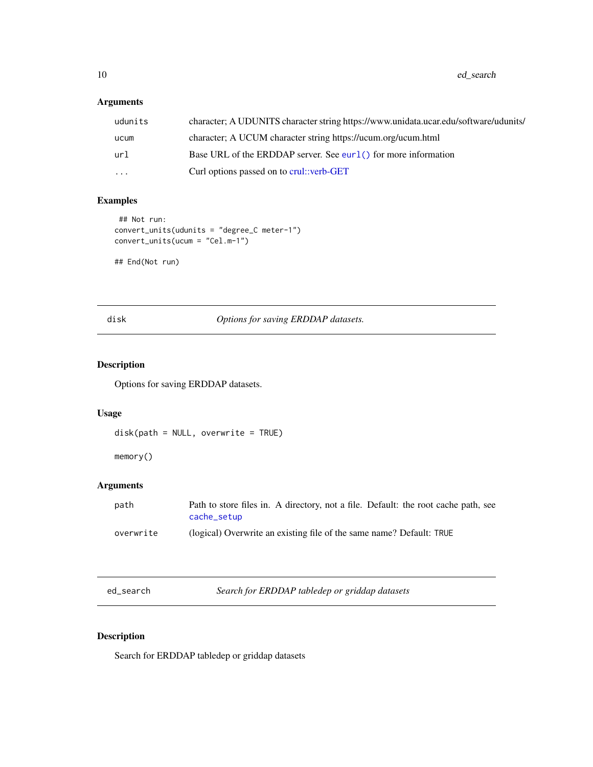### Arguments

| | |
|---|---|
| udunits | character; A UDUNITS character string https://www.unidata.ucar.edu/software/udunits/ |
| ucum | character; A UCUM character string https://ucum.org/ucum.html |
| url | Base URL of the ERDDAP server. See `eurl()` for more information |
| ... | Curl options passed on to crul::verb-GET |

### Examples

```
 ## Not run:
convert_units(udunits = "degree_C meter-1")
convert_units(ucum = "Cel.m-1")

## End(Not run)
```

---

## disk — *Options for saving ERDDAP datasets.*

### Description

Options for saving ERDDAP datasets.

### Usage

```
disk(path = NULL, overwrite = TRUE)

memory()
```

### Arguments

| | |
|---|---|
| path | Path to store files in. A directory, not a file. Default: the root cache path, see `cache_setup` |
| overwrite | (logical) Overwrite an existing file of the same name? Default: `TRUE` |

---

## ed_search — *Search for ERDDAP tabledep or griddap datasets*

### Description

Search for ERDDAP tabledep or griddap datasets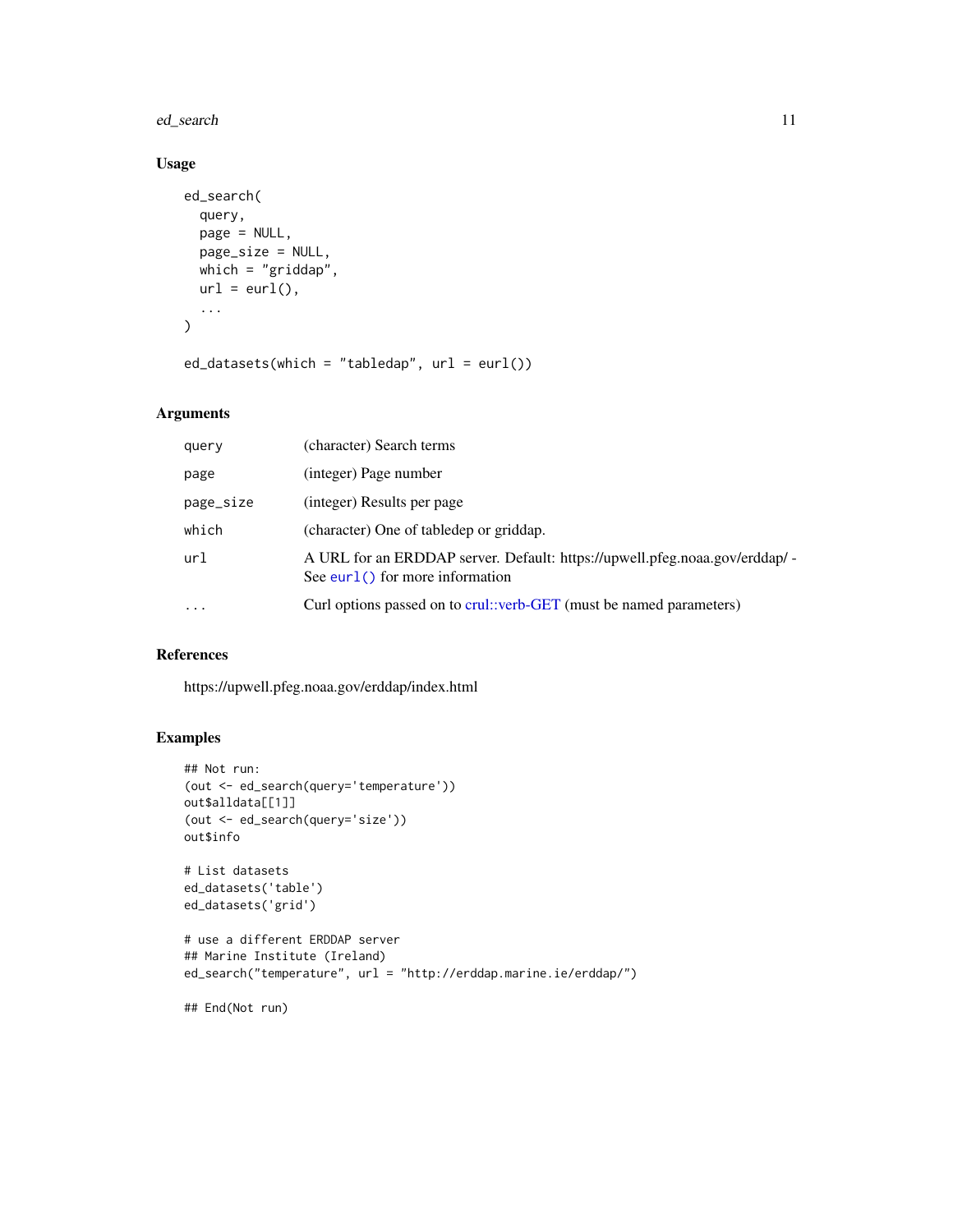## Usage

```
ed_search(
  query,
  page = NULL,
  page_size = NULL,
  which = "griddap",
  url = eurl(),
  ...
)

ed_datasets(which = "tabledap", url = eurl())
```

## Arguments

| | |
|---|---|
| query | (character) Search terms |
| page | (integer) Page number |
| page_size | (integer) Results per page |
| which | (character) One of tabledep or griddap. |
| url | A URL for an ERDDAP server. Default: https://upwell.pfeg.noaa.gov/erddap/ - See eurl() for more information |
| ... | Curl options passed on to crul::verb-GET (must be named parameters) |

## References

https://upwell.pfeg.noaa.gov/erddap/index.html

## Examples

```
## Not run:
(out <- ed_search(query='temperature'))
out$alldata[[1]]
(out <- ed_search(query='size'))
out$info

# List datasets
ed_datasets('table')
ed_datasets('grid')

# use a different ERDDAP server
## Marine Institute (Ireland)
ed_search("temperature", url = "http://erddap.marine.ie/erddap/")

## End(Not run)
```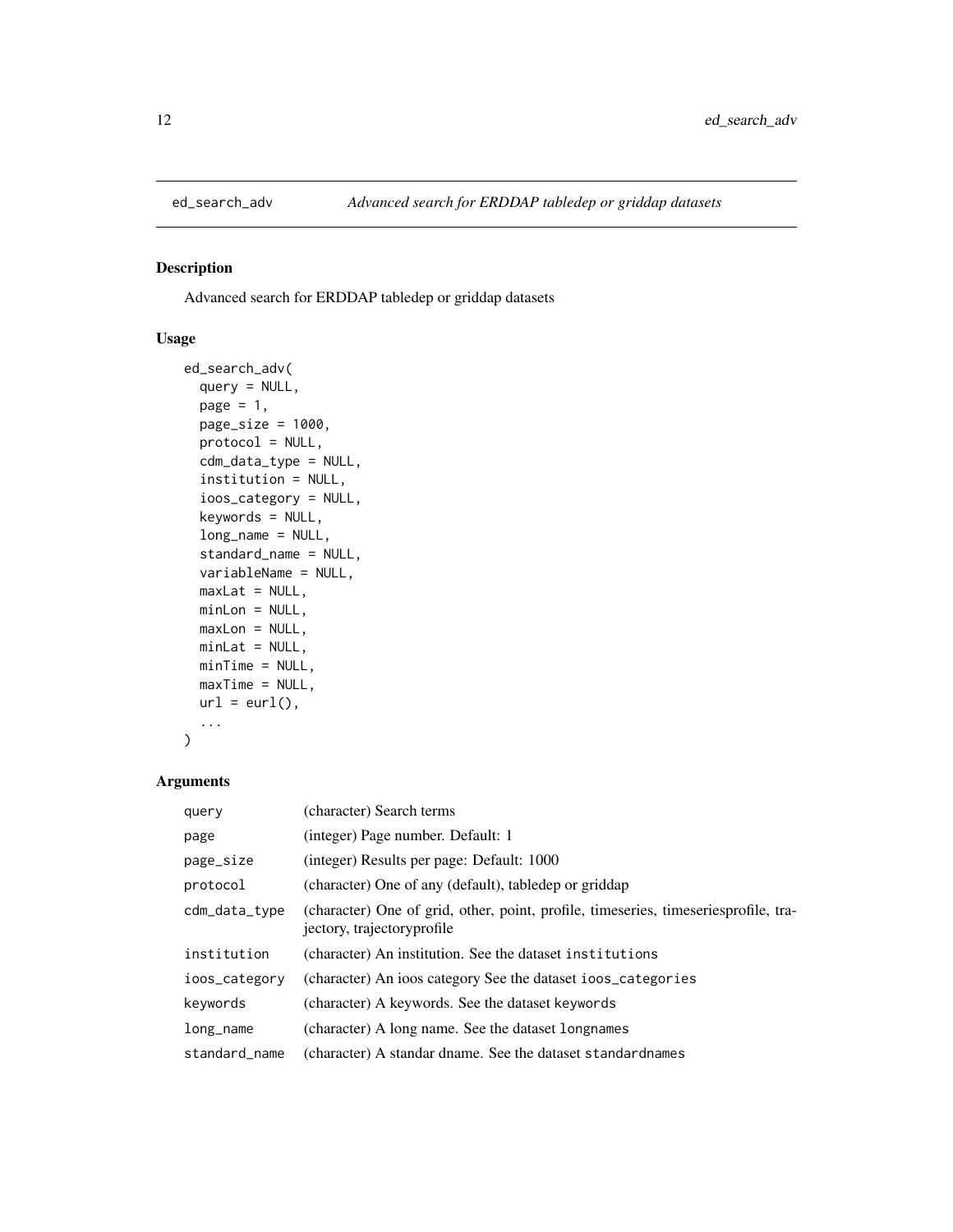## ed_search_adv — *Advanced search for ERDDAP tabledep or griddap datasets*

### Description

Advanced search for ERDDAP tabledep or griddap datasets

### Usage

```
ed_search_adv(
  query = NULL,
  page = 1,
  page_size = 1000,
  protocol = NULL,
  cdm_data_type = NULL,
  institution = NULL,
  ioos_category = NULL,
  keywords = NULL,
  long_name = NULL,
  standard_name = NULL,
  variableName = NULL,
  maxLat = NULL,
  minLon = NULL,
  maxLon = NULL,
  minLat = NULL,
  minTime = NULL,
  maxTime = NULL,
  url = eurl(),
  ...
)
```

### Arguments

| | |
|---|---|
| `query` | (character) Search terms |
| `page` | (integer) Page number. Default: 1 |
| `page_size` | (integer) Results per page: Default: 1000 |
| `protocol` | (character) One of any (default), tabledep or griddap |
| `cdm_data_type` | (character) One of grid, other, point, profile, timeseries, timeseriesprofile, trajectory, trajectoryprofile |
| `institution` | (character) An institution. See the dataset `institutions` |
| `ioos_category` | (character) An ioos category See the dataset `ioos_categories` |
| `keywords` | (character) A keywords. See the dataset `keywords` |
| `long_name` | (character) A long name. See the dataset `longnames` |
| `standard_name` | (character) A standar dname. See the dataset `standardnames` |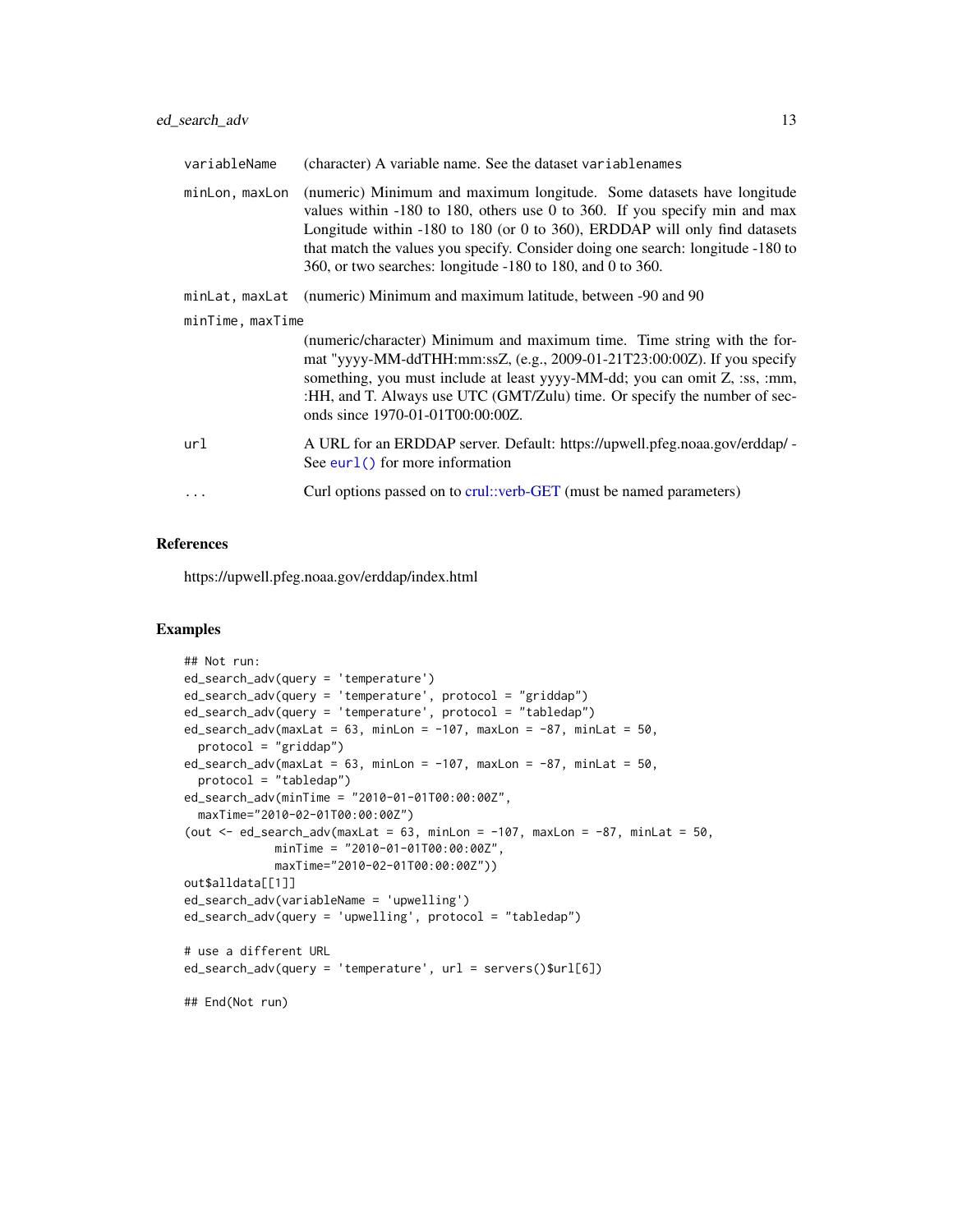| | |
|---|---|
| variableName | (character) A variable name. See the dataset variablenames |
| minLon, maxLon | (numeric) Minimum and maximum longitude. Some datasets have longitude values within -180 to 180, others use 0 to 360. If you specify min and max Longitude within -180 to 180 (or 0 to 360), ERDDAP will only find datasets that match the values you specify. Consider doing one search: longitude -180 to 360, or two searches: longitude -180 to 180, and 0 to 360. |
| minLat, maxLat | (numeric) Minimum and maximum latitude, between -90 and 90 |
| minTime, maxTime | (numeric/character) Minimum and maximum time. Time string with the format "yyyy-MM-ddTHH:mm:ssZ, (e.g., 2009-01-21T23:00:00Z). If you specify something, you must include at least yyyy-MM-dd; you can omit Z, :ss, :mm, :HH, and T. Always use UTC (GMT/Zulu) time. Or specify the number of seconds since 1970-01-01T00:00:00Z. |
| url | A URL for an ERDDAP server. Default: https://upwell.pfeg.noaa.gov/erddap/ - See eurl() for more information |
| ... | Curl options passed on to crul::verb-GET (must be named parameters) |

## References

https://upwell.pfeg.noaa.gov/erddap/index.html

## Examples

```
## Not run:
ed_search_adv(query = 'temperature')
ed_search_adv(query = 'temperature', protocol = "griddap")
ed_search_adv(query = 'temperature', protocol = "tabledap")
ed_search_adv(maxLat = 63, minLon = -107, maxLon = -87, minLat = 50,
  protocol = "griddap")
ed_search_adv(maxLat = 63, minLon = -107, maxLon = -87, minLat = 50,
  protocol = "tabledap")
ed_search_adv(minTime = "2010-01-01T00:00:00Z",
  maxTime="2010-02-01T00:00:00Z")
(out <- ed_search_adv(maxLat = 63, minLon = -107, maxLon = -87, minLat = 50,
             minTime = "2010-01-01T00:00:00Z",
             maxTime="2010-02-01T00:00:00Z"))
out$alldata[[1]]
ed_search_adv(variableName = 'upwelling')
ed_search_adv(query = 'upwelling', protocol = "tabledap")

# use a different URL
ed_search_adv(query = 'temperature', url = servers()$url[6])

## End(Not run)
```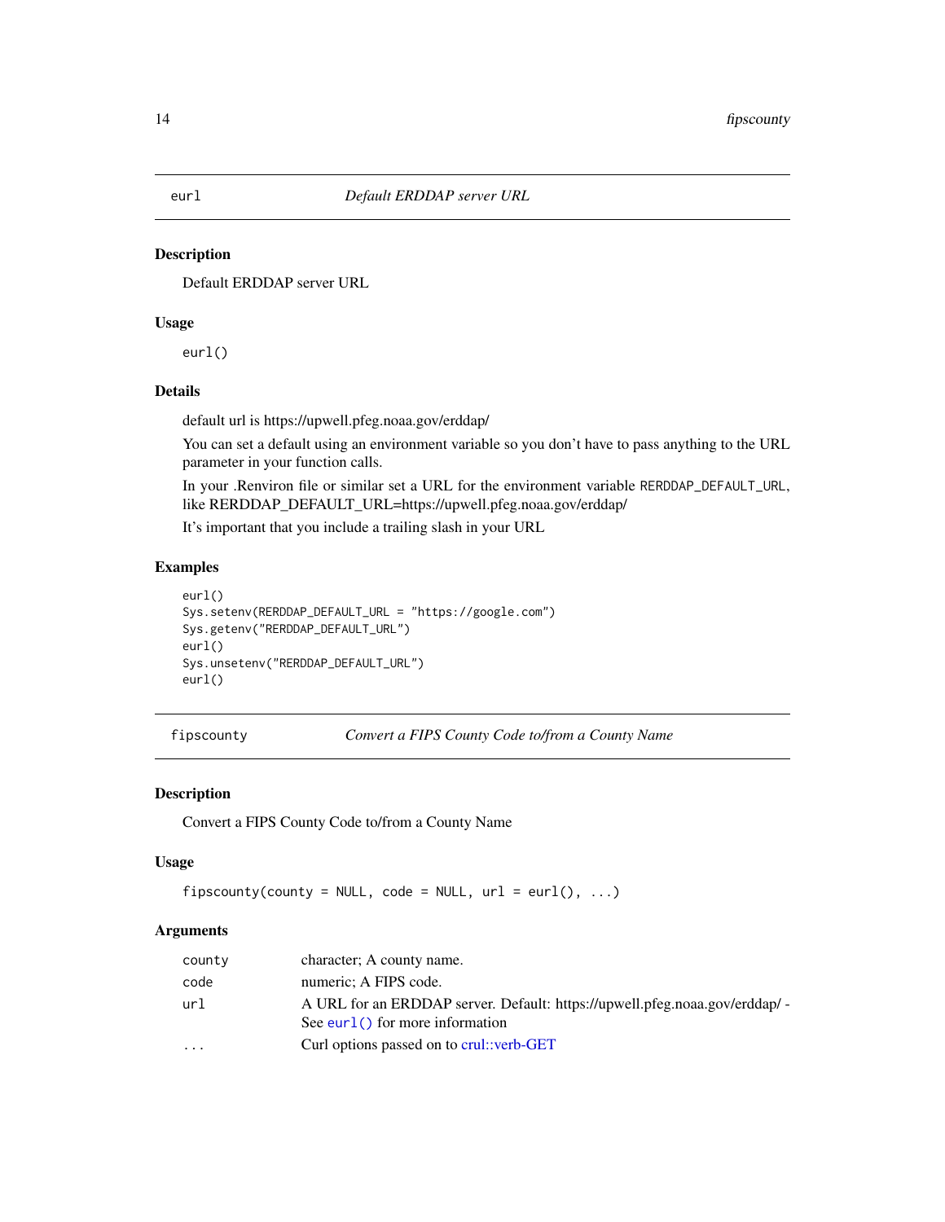## eurl — *Default ERDDAP server URL*

### Description

Default ERDDAP server URL

### Usage

```
eurl()
```

### Details

default url is https://upwell.pfeg.noaa.gov/erddap/

You can set a default using an environment variable so you don't have to pass anything to the URL parameter in your function calls.

In your .Renviron file or similar set a URL for the environment variable `RERDDAP_DEFAULT_URL`, like RERDDAP_DEFAULT_URL=https://upwell.pfeg.noaa.gov/erddap/

It's important that you include a trailing slash in your URL

### Examples

```
eurl()
Sys.setenv(RERDDAP_DEFAULT_URL = "https://google.com")
Sys.getenv("RERDDAP_DEFAULT_URL")
eurl()
Sys.unsetenv("RERDDAP_DEFAULT_URL")
eurl()
```

## fipscounty — *Convert a FIPS County Code to/from a County Name*

### Description

Convert a FIPS County Code to/from a County Name

### Usage

```
fipscounty(county = NULL, code = NULL, url = eurl(), ...)
```

### Arguments

| | |
|---|---|
| `county` | character; A county name. |
| `code` | numeric; A FIPS code. |
| `url` | A URL for an ERDDAP server. Default: https://upwell.pfeg.noaa.gov/erddap/ - See `eurl()` for more information |
| `...` | Curl options passed on to crul::verb-GET |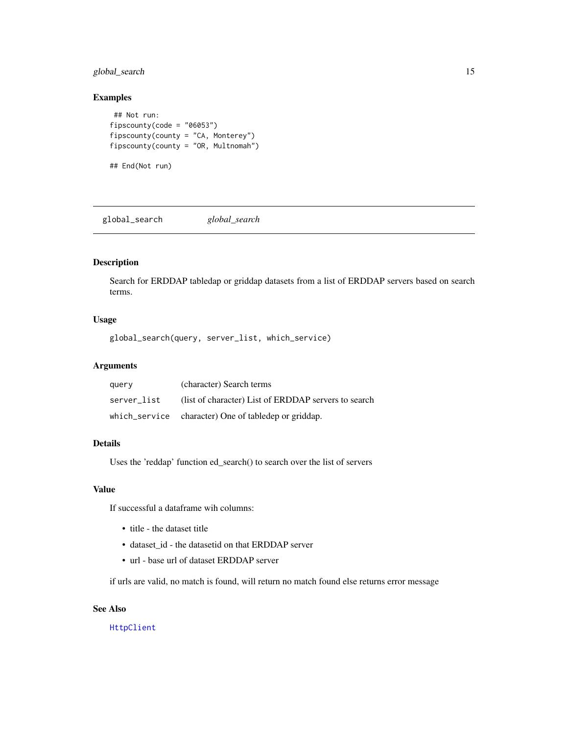### Examples

```
 ## Not run:
fipscounty(code = "06053")
fipscounty(county = "CA, Monterey")
fipscounty(county = "OR, Multnomah")

## End(Not run)
```

---

## global_search *global_search*

---

### Description

Search for ERDDAP tabledap or griddap datasets from a list of ERDDAP servers based on search terms.

### Usage

```
global_search(query, server_list, which_service)
```

### Arguments

| | |
|---|---|
| query | (character) Search terms |
| server_list | (list of character) List of ERDDAP servers to search |
| which_service | character) One of tabledep or griddap. |

### Details

Uses the 'reddap' function ed_search() to search over the list of servers

### Value

If successful a dataframe wih columns:

- title - the dataset title
- dataset_id - the datasetid on that ERDDAP server
- url - base url of dataset ERDDAP server

if urls are valid, no match is found, will return no match found else returns error message

### See Also

HttpClient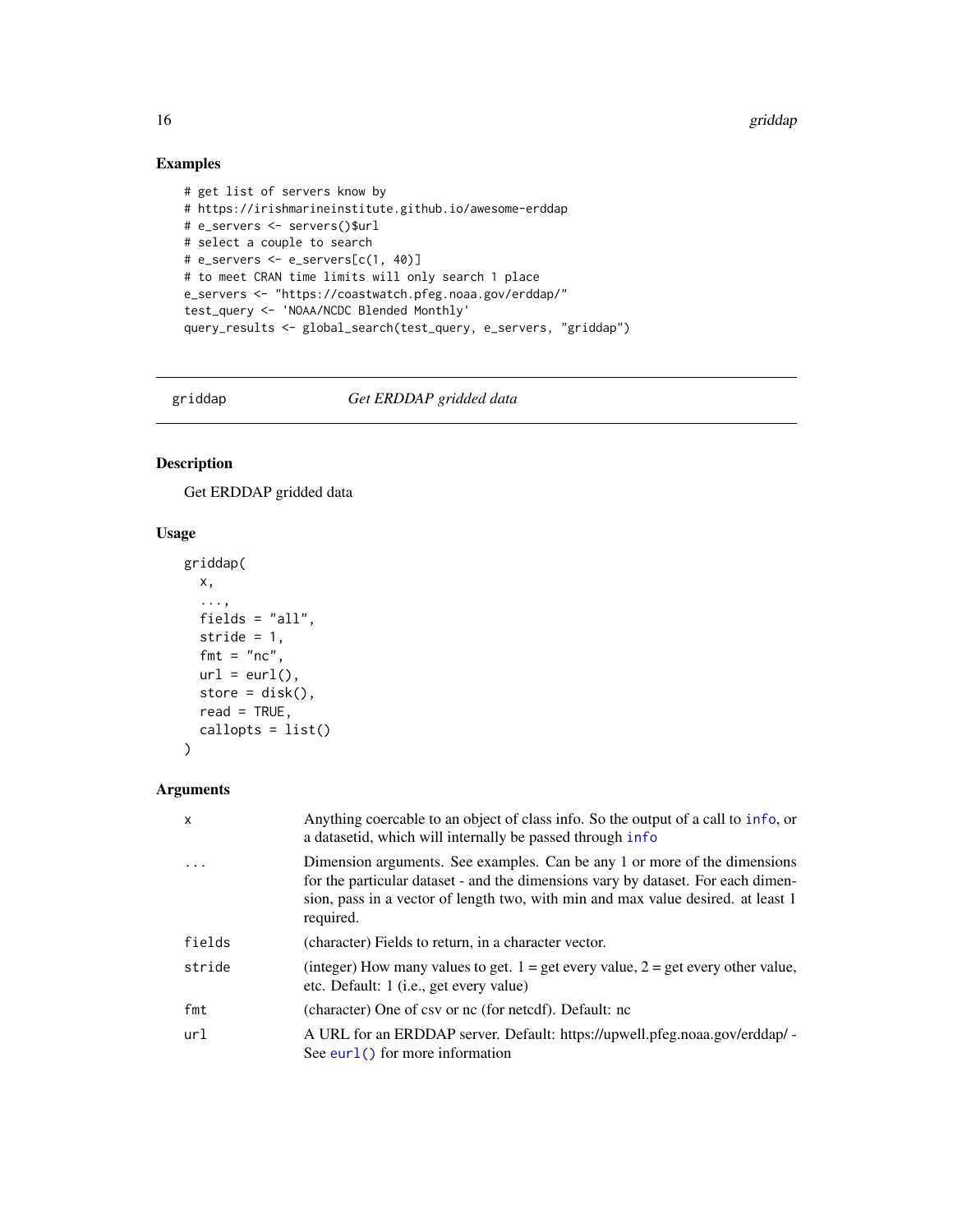## Examples

```
# get list of servers know by
# https://irishmarineinstitute.github.io/awesome-erddap
# e_servers <- servers()$url
# select a couple to search
# e_servers <- e_servers[c(1, 40)]
# to meet CRAN time limits will only search 1 place
e_servers <- "https://coastwatch.pfeg.noaa.gov/erddap/"
test_query <- 'NOAA/NCDC Blended Monthly'
query_results <- global_search(test_query, e_servers, "griddap")
```

---

# griddap — *Get ERDDAP gridded data*

---

## Description

Get ERDDAP gridded data

## Usage

```
griddap(
  x,
  ...,
  fields = "all",
  stride = 1,
  fmt = "nc",
  url = eurl(),
  store = disk(),
  read = TRUE,
  callopts = list()
)
```

## Arguments

| Argument | Description |
|---|---|
| `x` | Anything coercable to an object of class info. So the output of a call to `info`, or a datasetid, which will internally be passed through `info` |
| `...` | Dimension arguments. See examples. Can be any 1 or more of the dimensions for the particular dataset - and the dimensions vary by dataset. For each dimension, pass in a vector of length two, with min and max value desired. at least 1 required. |
| `fields` | (character) Fields to return, in a character vector. |
| `stride` | (integer) How many values to get. 1 = get every value, 2 = get every other value, etc. Default: 1 (i.e., get every value) |
| `fmt` | (character) One of csv or nc (for netcdf). Default: nc |
| `url` | A URL for an ERDDAP server. Default: https://upwell.pfeg.noaa.gov/erddap/ - See `eurl()` for more information |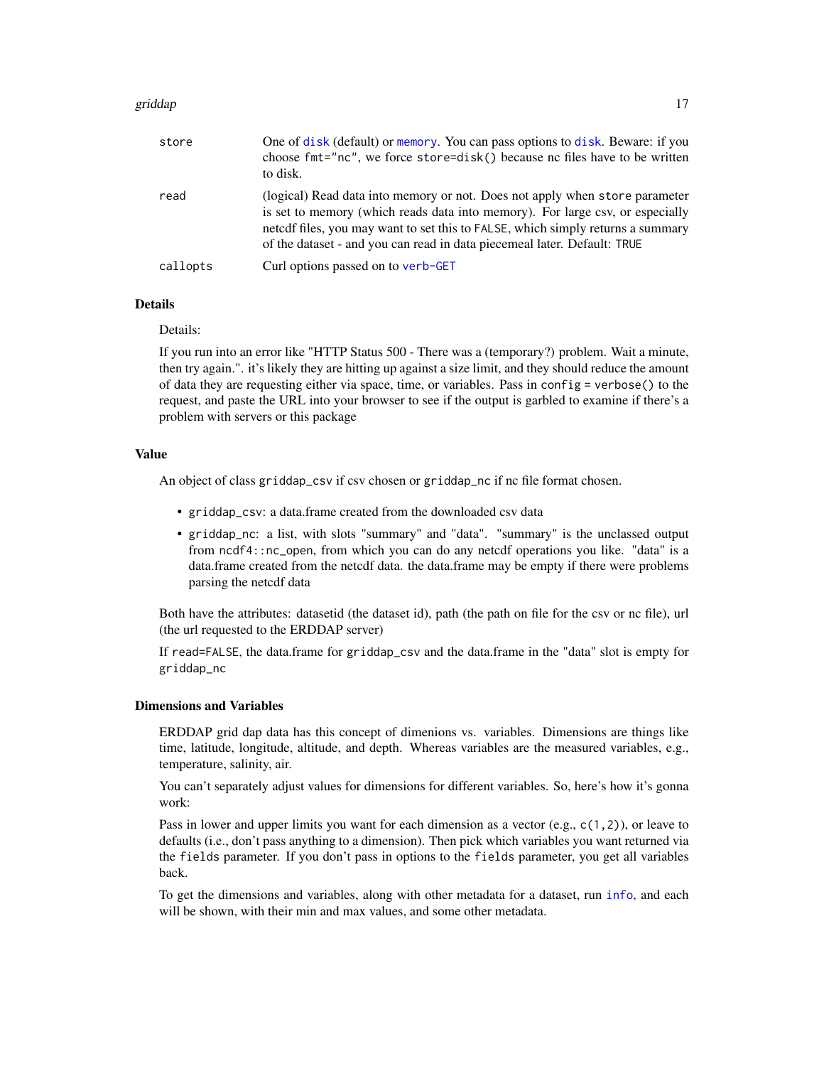| | |
|---|---|
| store | One of disk (default) or memory. You can pass options to disk. Beware: if you choose fmt="nc", we force store=disk() because nc files have to be written to disk. |
| read | (logical) Read data into memory or not. Does not apply when store parameter is set to memory (which reads data into memory). For large csv, or especially netcdf files, you may want to set this to FALSE, which simply returns a summary of the dataset - and you can read in data piecemeal later. Default: TRUE |
| callopts | Curl options passed on to verb-GET |

## Details

Details:

If you run into an error like "HTTP Status 500 - There was a (temporary?) problem. Wait a minute, then try again.". it's likely they are hitting up against a size limit, and they should reduce the amount of data they are requesting either via space, time, or variables. Pass in `config = verbose()` to the request, and paste the URL into your browser to see if the output is garbled to examine if there's a problem with servers or this package

## Value

An object of class `griddap_csv` if csv chosen or `griddap_nc` if nc file format chosen.

- `griddap_csv`: a data.frame created from the downloaded csv data
- `griddap_nc`: a list, with slots "summary" and "data". "summary" is the unclassed output from `ncdf4::nc_open`, from which you can do any netcdf operations you like. "data" is a data.frame created from the netcdf data. the data.frame may be empty if there were problems parsing the netcdf data

Both have the attributes: datasetid (the dataset id), path (the path on file for the csv or nc file), url (the url requested to the ERDDAP server)

If `read=FALSE`, the data.frame for `griddap_csv` and the data.frame in the "data" slot is empty for `griddap_nc`

## Dimensions and Variables

ERDDAP grid dap data has this concept of dimenions vs. variables. Dimensions are things like time, latitude, longitude, altitude, and depth. Whereas variables are the measured variables, e.g., temperature, salinity, air.

You can't separately adjust values for dimensions for different variables. So, here's how it's gonna work:

Pass in lower and upper limits you want for each dimension as a vector (e.g., `c(1,2)`), or leave to defaults (i.e., don't pass anything to a dimension). Then pick which variables you want returned via the `fields` parameter. If you don't pass in options to the `fields` parameter, you get all variables back.

To get the dimensions and variables, along with other metadata for a dataset, run info, and each will be shown, with their min and max values, and some other metadata.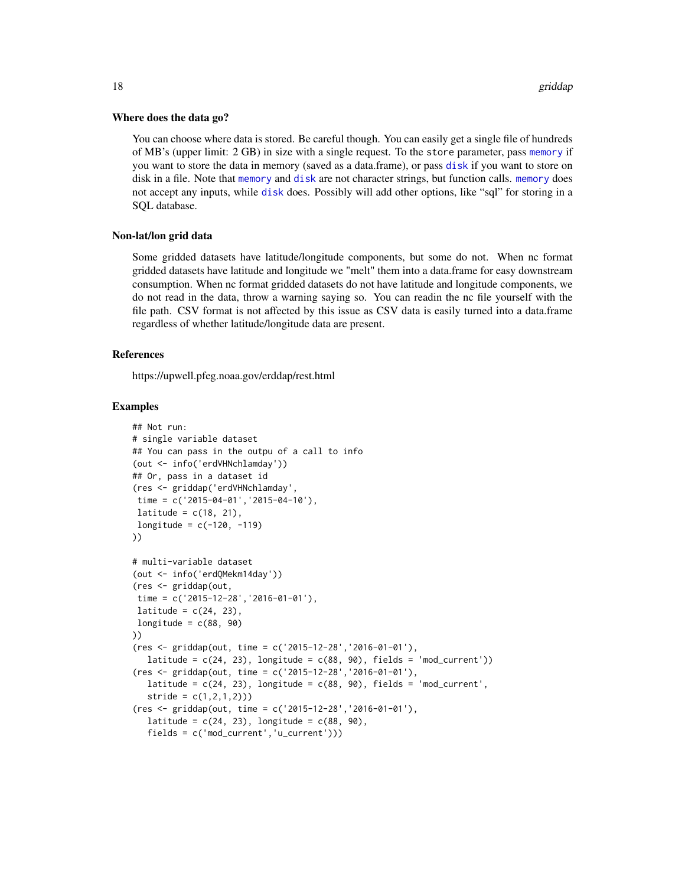### Where does the data go?

You can choose where data is stored. Be careful though. You can easily get a single file of hundreds of MB's (upper limit: 2 GB) in size with a single request. To the `store` parameter, pass `memory` if you want to store the data in memory (saved as a data.frame), or pass `disk` if you want to store on disk in a file. Note that `memory` and `disk` are not character strings, but function calls. `memory` does not accept any inputs, while `disk` does. Possibly will add other options, like "sql" for storing in a SQL database.

### Non-lat/lon grid data

Some gridded datasets have latitude/longitude components, but some do not. When nc format gridded datasets have latitude and longitude we "melt" them into a data.frame for easy downstream consumption. When nc format gridded datasets do not have latitude and longitude components, we do not read in the data, throw a warning saying so. You can readin the nc file yourself with the file path. CSV format is not affected by this issue as CSV data is easily turned into a data.frame regardless of whether latitude/longitude data are present.

### References

https://upwell.pfeg.noaa.gov/erddap/rest.html

### Examples

```
## Not run:
# single variable dataset
## You can pass in the outpu of a call to info
(out <- info('erdVHNchlamday'))
## Or, pass in a dataset id
(res <- griddap('erdVHNchlamday',
 time = c('2015-04-01','2015-04-10'),
 latitude = c(18, 21),
 longitude = c(-120, -119)
))

# multi-variable dataset
(out <- info('erdQMekm14day'))
(res <- griddap(out,
 time = c('2015-12-28','2016-01-01'),
 latitude = c(24, 23),
 longitude = c(88, 90)
))
(res <- griddap(out, time = c('2015-12-28','2016-01-01'),
   latitude = c(24, 23), longitude = c(88, 90), fields = 'mod_current'))
(res <- griddap(out, time = c('2015-12-28','2016-01-01'),
   latitude = c(24, 23), longitude = c(88, 90), fields = 'mod_current',
   stride = c(1,2,1,2)))
(res <- griddap(out, time = c('2015-12-28','2016-01-01'),
   latitude = c(24, 23), longitude = c(88, 90),
   fields = c('mod_current','u_current')))
```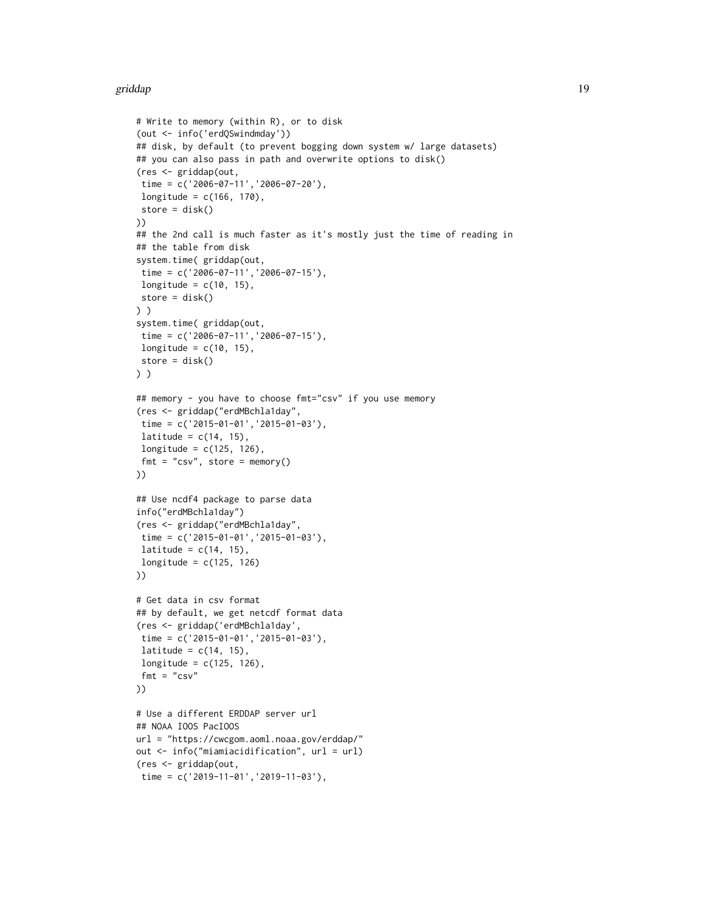```
# Write to memory (within R), or to disk
(out <- info('erdQSwindmday'))
## disk, by default (to prevent bogging down system w/ large datasets)
## you can also pass in path and overwrite options to disk()
(res <- griddap(out,
 time = c('2006-07-11','2006-07-20'),
 longitude = c(166, 170),
 store = disk()
))
## the 2nd call is much faster as it's mostly just the time of reading in
## the table from disk
system.time( griddap(out,
 time = c('2006-07-11','2006-07-15'),
 longitude = c(10, 15),
 store = disk()
) )
system.time( griddap(out,
 time = c('2006-07-11','2006-07-15'),
 longitude = c(10, 15),
 store = disk()
) )

## memory - you have to choose fmt="csv" if you use memory
(res <- griddap("erdMBchla1day",
 time = c('2015-01-01','2015-01-03'),
 latitude = c(14, 15),
 longitude = c(125, 126),
 fmt = "csv", store = memory()
))

## Use ncdf4 package to parse data
info("erdMBchla1day")
(res <- griddap("erdMBchla1day",
 time = c('2015-01-01','2015-01-03'),
 latitude = c(14, 15),
 longitude = c(125, 126)
))

# Get data in csv format
## by default, we get netcdf format data
(res <- griddap('erdMBchla1day',
 time = c('2015-01-01','2015-01-03'),
 latitude = c(14, 15),
 longitude = c(125, 126),
 fmt = "csv"
))

# Use a different ERDDAP server url
## NOAA IOOS PacIOOS
url = "https://cwcgom.aoml.noaa.gov/erddap/"
out <- info("miamiacidification", url = url)
(res <- griddap(out,
 time = c('2019-11-01','2019-11-03'),
```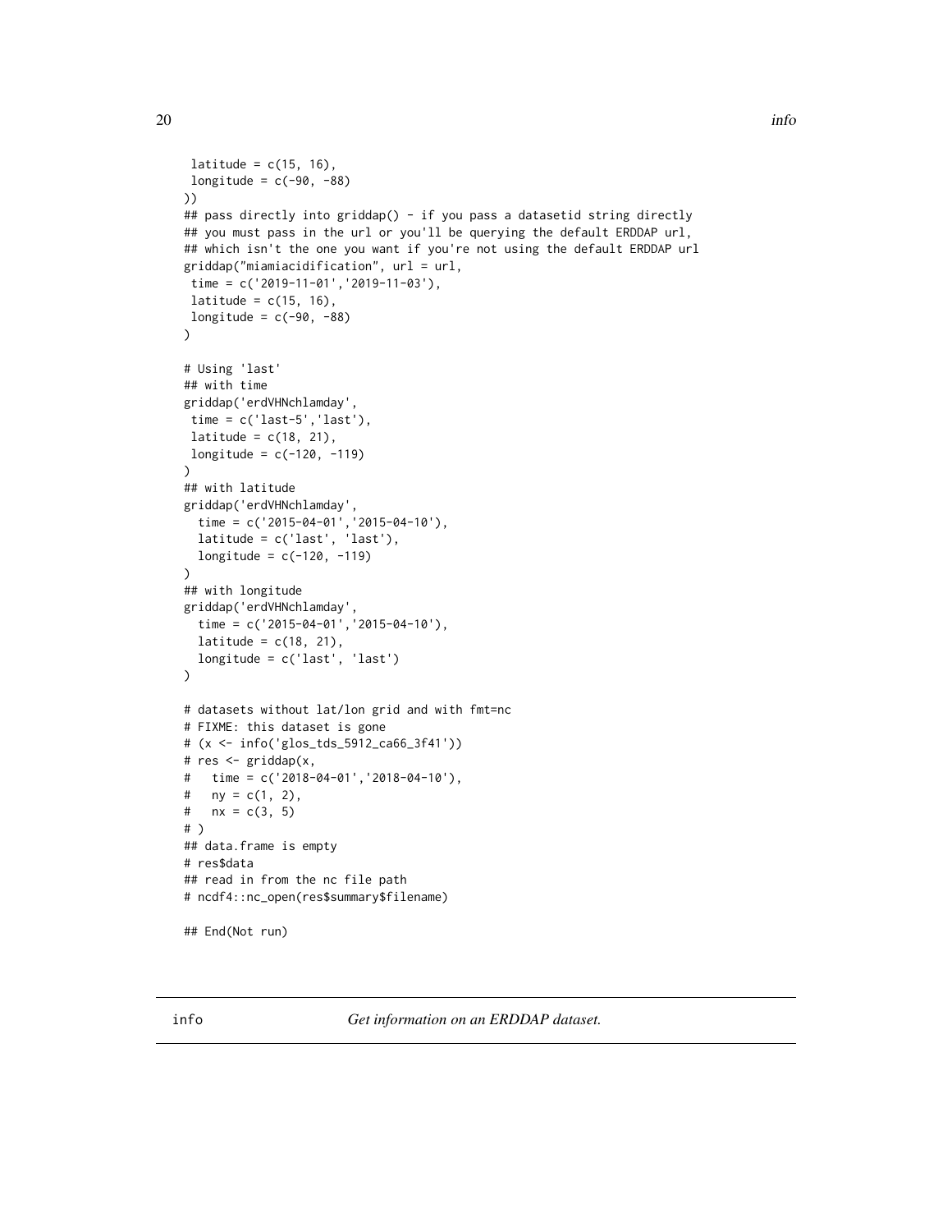```
 latitude = c(15, 16),
 longitude = c(-90, -88)
))
## pass directly into griddap() - if you pass a datasetid string directly
## you must pass in the url or you'll be querying the default ERDDAP url,
## which isn't the one you want if you're not using the default ERDDAP url
griddap("miamiacidification", url = url,
 time = c('2019-11-01','2019-11-03'),
 latitude = c(15, 16),
 longitude = c(-90, -88)
)

# Using 'last'
## with time
griddap('erdVHNchlamday',
 time = c('last-5','last'),
 latitude = c(18, 21),
 longitude = c(-120, -119)
)
## with latitude
griddap('erdVHNchlamday',
  time = c('2015-04-01','2015-04-10'),
  latitude = c('last', 'last'),
  longitude = c(-120, -119)
)
## with longitude
griddap('erdVHNchlamday',
  time = c('2015-04-01','2015-04-10'),
  latitude = c(18, 21),
  longitude = c('last', 'last')
)

# datasets without lat/lon grid and with fmt=nc
# FIXME: this dataset is gone
# (x <- info('glos_tds_5912_ca66_3f41'))
# res <- griddap(x,
#   time = c('2018-04-01','2018-04-10'),
#   ny = c(1, 2),
#   nx = c(3, 5)
# )
## data.frame is empty
# res$data
## read in from the nc file path
# ncdf4::nc_open(res$summary$filename)

## End(Not run)
```

---

info *Get information on an ERDDAP dataset.*

---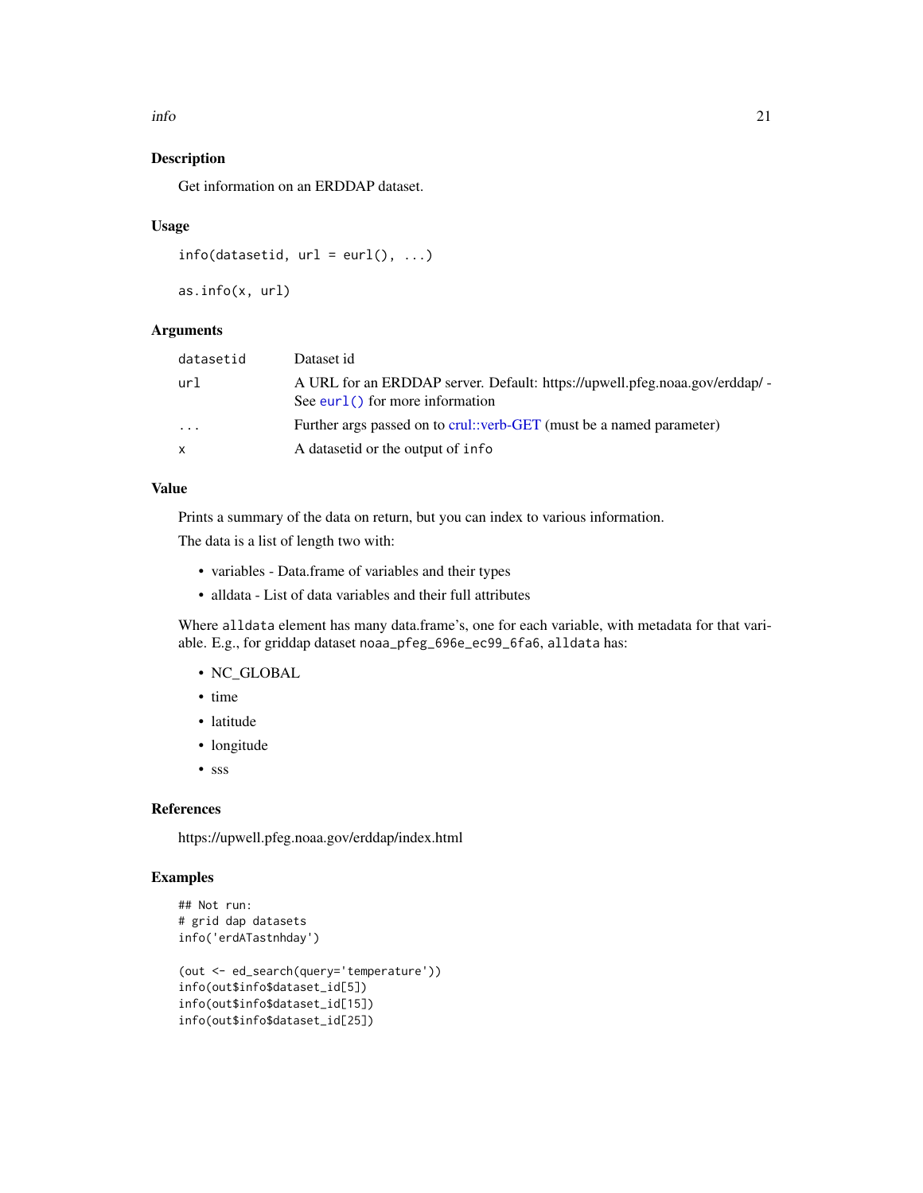## Description

Get information on an ERDDAP dataset.

## Usage

```
info(datasetid, url = eurl(), ...)

as.info(x, url)
```

## Arguments

| | |
|---|---|
| datasetid | Dataset id |
| url | A URL for an ERDDAP server. Default: https://upwell.pfeg.noaa.gov/erddap/ - See `eurl()` for more information |
| ... | Further args passed on to crul::verb-GET (must be a named parameter) |
| x | A datasetid or the output of `info` |

## Value

Prints a summary of the data on return, but you can index to various information.

The data is a list of length two with:

- variables - Data.frame of variables and their types
- alldata - List of data variables and their full attributes

Where `alldata` element has many data.frame's, one for each variable, with metadata for that variable. E.g., for griddap dataset `noaa_pfeg_696e_ec99_6fa6`, `alldata` has:

- NC_GLOBAL
- time
- latitude
- longitude
- sss

## References

https://upwell.pfeg.noaa.gov/erddap/index.html

## Examples

```
## Not run:
# grid dap datasets
info('erdATastnhday')

(out <- ed_search(query='temperature'))
info(out$info$dataset_id[5])
info(out$info$dataset_id[15])
info(out$info$dataset_id[25])
```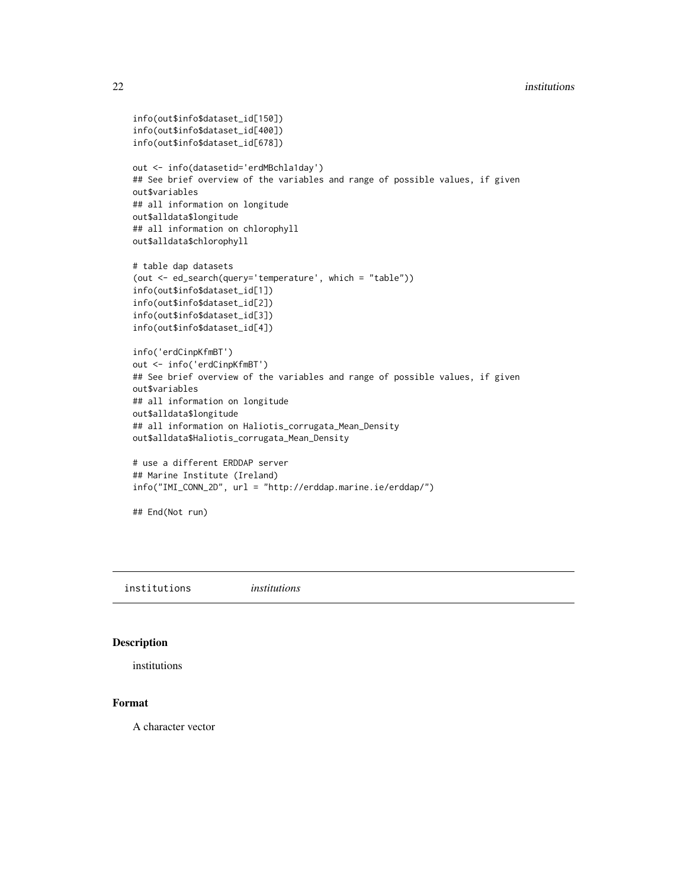```
info(out$info$dataset_id[150])
info(out$info$dataset_id[400])
info(out$info$dataset_id[678])

out <- info(datasetid='erdMBchla1day')
## See brief overview of the variables and range of possible values, if given
out$variables
## all information on longitude
out$alldata$longitude
## all information on chlorophyll
out$alldata$chlorophyll

# table dap datasets
(out <- ed_search(query='temperature', which = "table"))
info(out$info$dataset_id[1])
info(out$info$dataset_id[2])
info(out$info$dataset_id[3])
info(out$info$dataset_id[4])

info('erdCinpKfmBT')
out <- info('erdCinpKfmBT')
## See brief overview of the variables and range of possible values, if given
out$variables
## all information on longitude
out$alldata$longitude
## all information on Haliotis_corrugata_Mean_Density
out$alldata$Haliotis_corrugata_Mean_Density

# use a different ERDDAP server
## Marine Institute (Ireland)
info("IMI_CONN_2D", url = "http://erddap.marine.ie/erddap/")

## End(Not run)
```

## institutions *institutions*

### Description

institutions

### Format

A character vector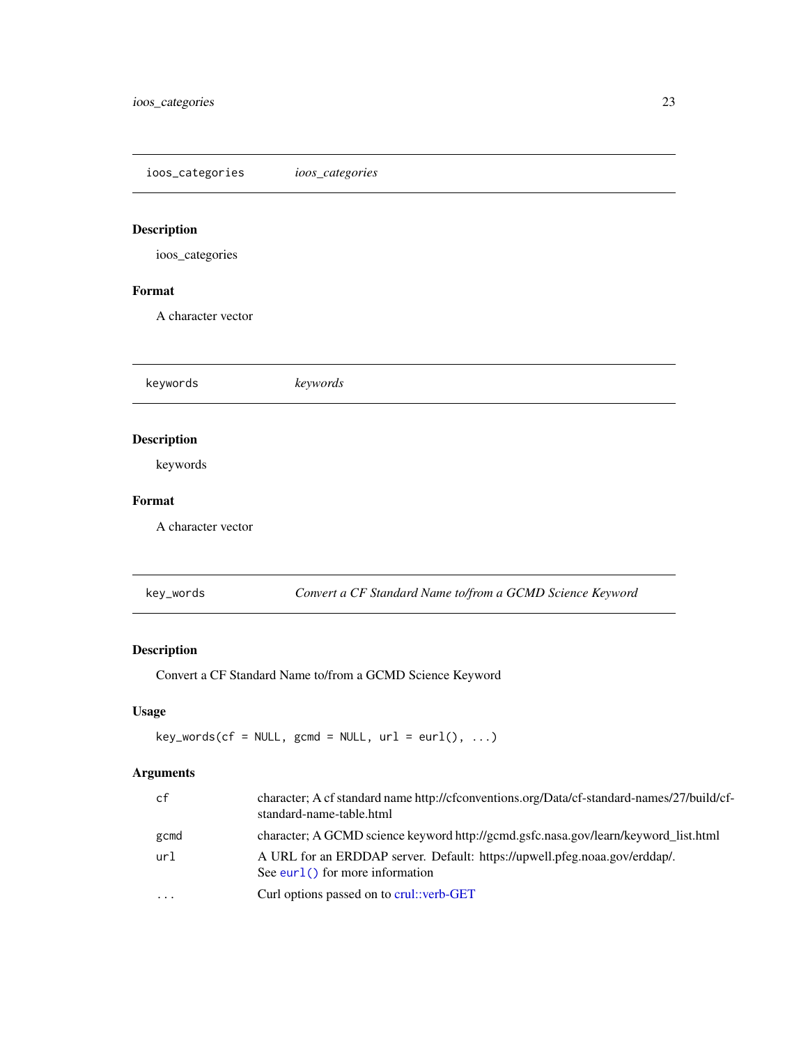## ioos_categories — *ioos_categories*

### Description

ioos_categories

### Format

A character vector

## keywords — *keywords*

### Description

keywords

### Format

A character vector

## key_words — *Convert a CF Standard Name to/from a GCMD Science Keyword*

### Description

Convert a CF Standard Name to/from a GCMD Science Keyword

### Usage

```
key_words(cf = NULL, gcmd = NULL, url = eurl(), ...)
```

### Arguments

| | |
|---|---|
| `cf` | character; A cf standard name http://cfconventions.org/Data/cf-standard-names/27/build/cf-standard-name-table.html |
| `gcmd` | character; A GCMD science keyword http://gcmd.gsfc.nasa.gov/learn/keyword_list.html |
| `url` | A URL for an ERDDAP server. Default: https://upwell.pfeg.noaa.gov/erddap/. See `eurl()` for more information |
| `...` | Curl options passed on to crul::verb-GET |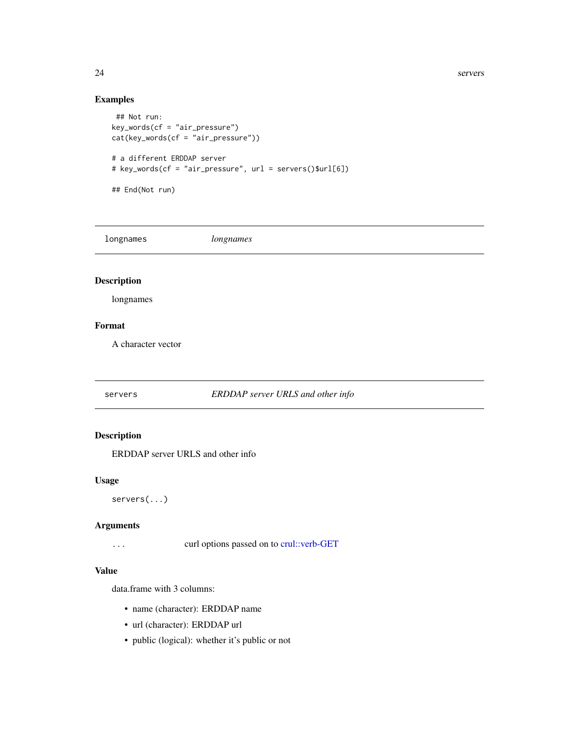### Examples

```
## Not run:
key_words(cf = "air_pressure")
cat(key_words(cf = "air_pressure"))

# a different ERDDAP server
# key_words(cf = "air_pressure", url = servers()$url[6])

## End(Not run)
```

---

## longnames &nbsp;&nbsp;&nbsp; *longnames*

---

### Description

longnames

### Format

A character vector

---

## servers &nbsp;&nbsp;&nbsp; *ERDDAP server URLS and other info*

---

### Description

ERDDAP server URLS and other info

### Usage

```
servers(...)
```

### Arguments

| | |
|---|---|
| ... | curl options passed on to crul::verb-GET |

### Value

data.frame with 3 columns:

- name (character): ERDDAP name
- url (character): ERDDAP url
- public (logical): whether it's public or not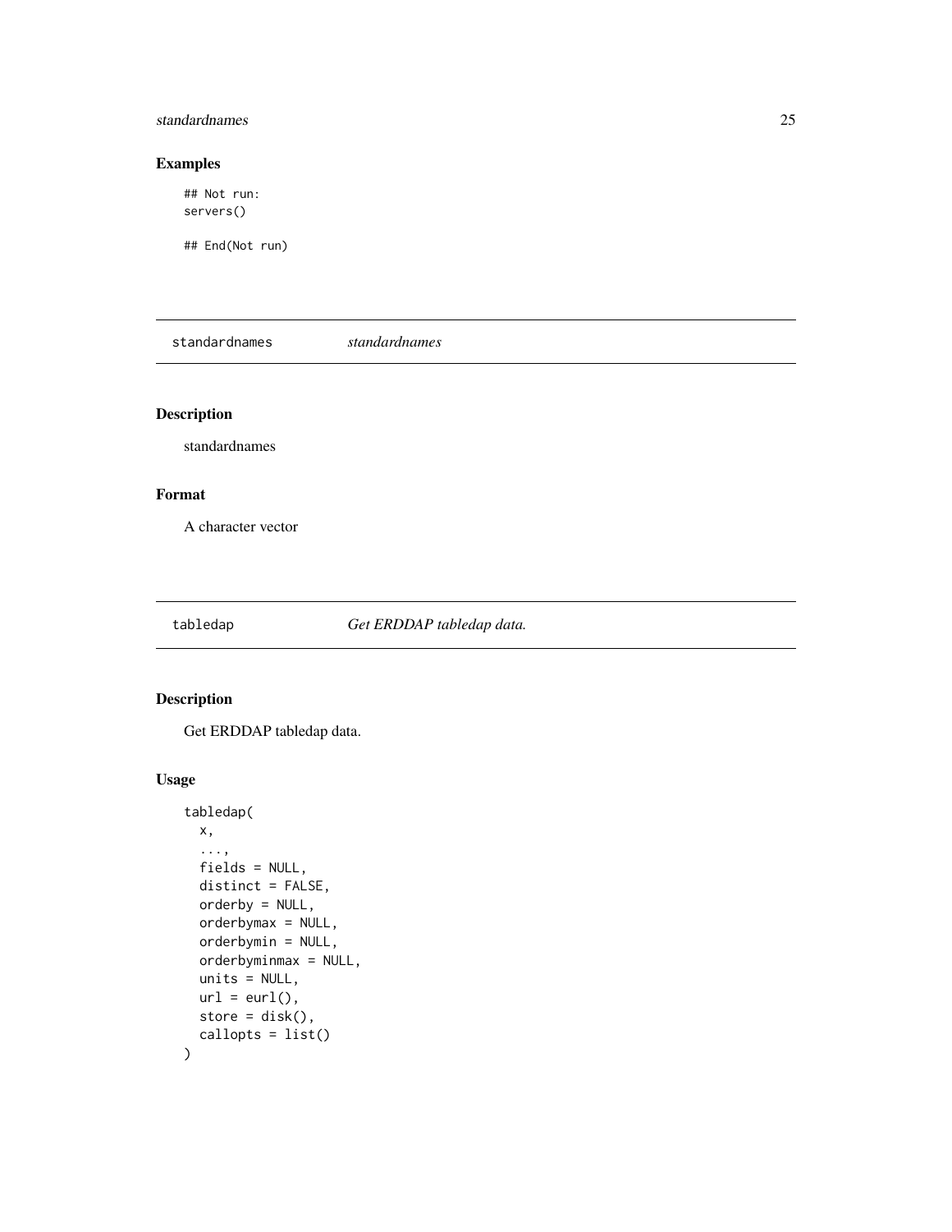## Examples

```
## Not run:
servers()

## End(Not run)
```

---

`standardnames` *standardnames*

---

## Description

standardnames

## Format

A character vector

---

`tabledap` *Get ERDDAP tabledap data.*

---

## Description

Get ERDDAP tabledap data.

## Usage

```
tabledap(
  x,
  ...,
  fields = NULL,
  distinct = FALSE,
  orderby = NULL,
  orderbymax = NULL,
  orderbymin = NULL,
  orderbyminmax = NULL,
  units = NULL,
  url = eurl(),
  store = disk(),
  callopts = list()
)
```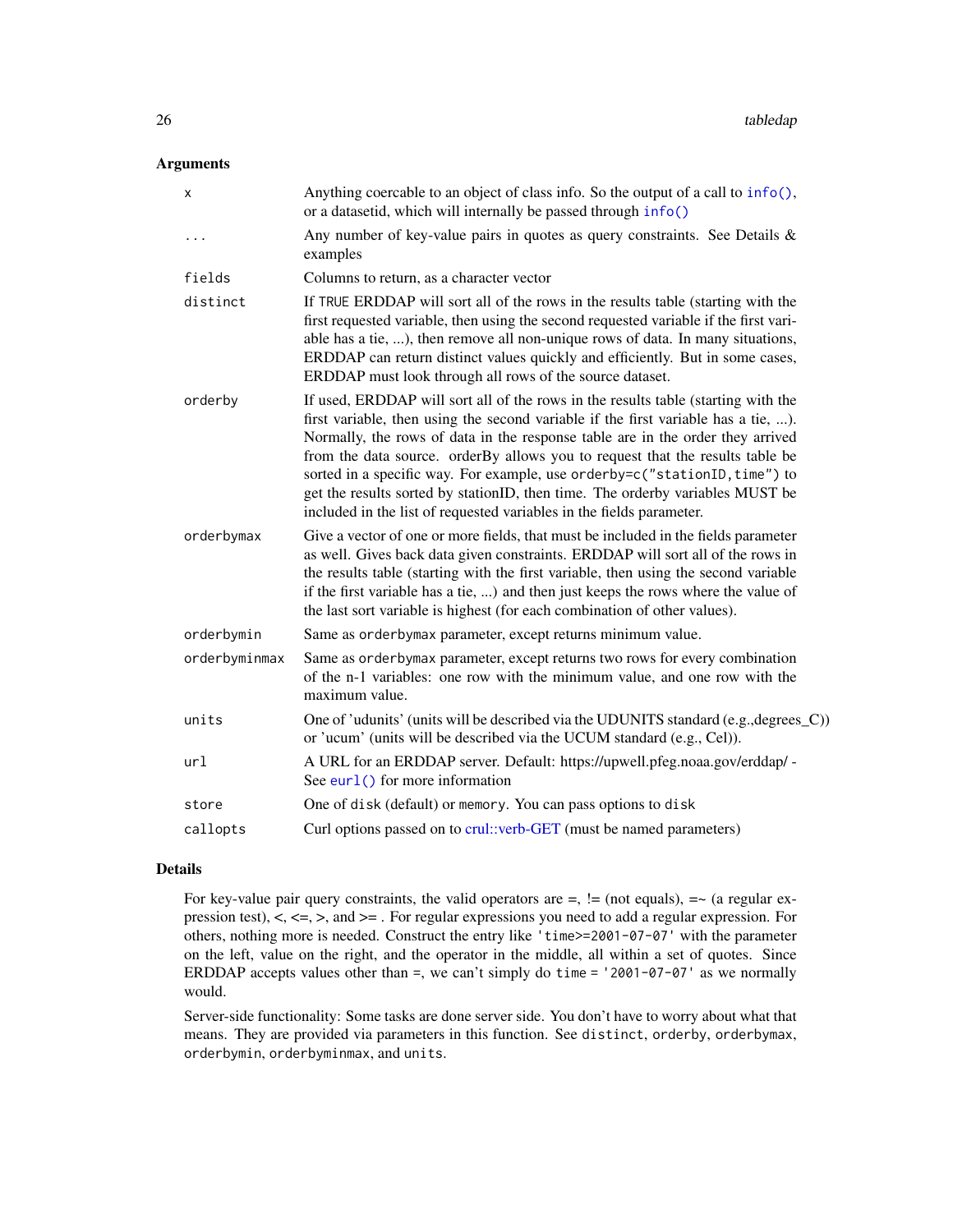## Arguments

| | |
|---|---|
| `x` | Anything coercable to an object of class info. So the output of a call to `info()`, or a datasetid, which will internally be passed through `info()` |
| `...` | Any number of key-value pairs in quotes as query constraints. See Details & examples |
| `fields` | Columns to return, as a character vector |
| `distinct` | If `TRUE` ERDDAP will sort all of the rows in the results table (starting with the first requested variable, then using the second requested variable if the first variable has a tie, ...), then remove all non-unique rows of data. In many situations, ERDDAP can return distinct values quickly and efficiently. But in some cases, ERDDAP must look through all rows of the source dataset. |
| `orderby` | If used, ERDDAP will sort all of the rows in the results table (starting with the first variable, then using the second variable if the first variable has a tie, ...). Normally, the rows of data in the response table are in the order they arrived from the data source. orderBy allows you to request that the results table be sorted in a specific way. For example, use `orderby=c("stationID,time")` to get the results sorted by stationID, then time. The orderby variables MUST be included in the list of requested variables in the fields parameter. |
| `orderbymax` | Give a vector of one or more fields, that must be included in the fields parameter as well. Gives back data given constraints. ERDDAP will sort all of the rows in the results table (starting with the first variable, then using the second variable if the first variable has a tie, ...) and then just keeps the rows where the value of the last sort variable is highest (for each combination of other values). |
| `orderbymin` | Same as `orderbymax` parameter, except returns minimum value. |
| `orderbyminmax` | Same as `orderbymax` parameter, except returns two rows for every combination of the n-1 variables: one row with the minimum value, and one row with the maximum value. |
| `units` | One of 'udunits' (units will be described via the UDUNITS standard (e.g.,degrees_C)) or 'ucum' (units will be described via the UCUM standard (e.g., Cel)). |
| `url` | A URL for an ERDDAP server. Default: https://upwell.pfeg.noaa.gov/erddap/ - See `eurl()` for more information |
| `store` | One of `disk` (default) or `memory`. You can pass options to `disk` |
| `callopts` | Curl options passed on to crul::verb-GET (must be named parameters) |

## Details

For key-value pair query constraints, the valid operators are =, != (not equals), =~ (a regular expression test), <, <=, >, and >= . For regular expressions you need to add a regular expression. For others, nothing more is needed. Construct the entry like `'time>=2001-07-07'` with the parameter on the left, value on the right, and the operator in the middle, all within a set of quotes. Since ERDDAP accepts values other than =, we can't simply do `time = '2001-07-07'` as we normally would.

Server-side functionality: Some tasks are done server side. You don't have to worry about what that means. They are provided via parameters in this function. See `distinct`, `orderby`, `orderbymax`, `orderbymin`, `orderbyminmax`, and `units`.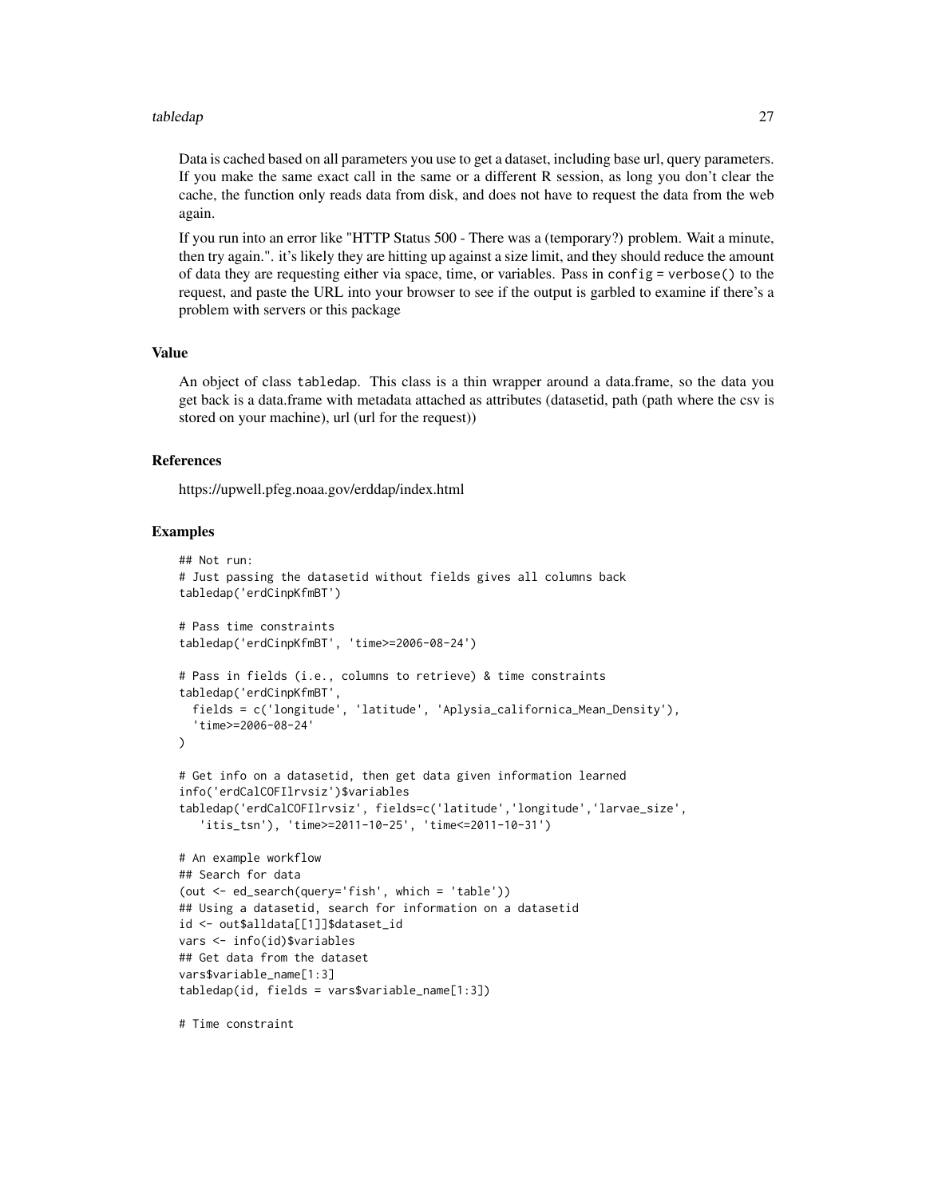Data is cached based on all parameters you use to get a dataset, including base url, query parameters. If you make the same exact call in the same or a different R session, as long you don't clear the cache, the function only reads data from disk, and does not have to request the data from the web again.

If you run into an error like "HTTP Status 500 - There was a (temporary?) problem. Wait a minute, then try again.". it's likely they are hitting up against a size limit, and they should reduce the amount of data they are requesting either via space, time, or variables. Pass in `config = verbose()` to the request, and paste the URL into your browser to see if the output is garbled to examine if there's a problem with servers or this package

### Value

An object of class tabledap. This class is a thin wrapper around a data.frame, so the data you get back is a data.frame with metadata attached as attributes (datasetid, path (path where the csv is stored on your machine), url (url for the request))

### References

https://upwell.pfeg.noaa.gov/erddap/index.html

### Examples

```
## Not run:
# Just passing the datasetid without fields gives all columns back
tabledap('erdCinpKfmBT')

# Pass time constraints
tabledap('erdCinpKfmBT', 'time>=2006-08-24')

# Pass in fields (i.e., columns to retrieve) & time constraints
tabledap('erdCinpKfmBT',
  fields = c('longitude', 'latitude', 'Aplysia_californica_Mean_Density'),
  'time>=2006-08-24'
)

# Get info on a datasetid, then get data given information learned
info('erdCalCOFIlrvsiz')$variables
tabledap('erdCalCOFIlrvsiz', fields=c('latitude','longitude','larvae_size',
   'itis_tsn'), 'time>=2011-10-25', 'time<=2011-10-31')

# An example workflow
## Search for data
(out <- ed_search(query='fish', which = 'table'))
## Using a datasetid, search for information on a datasetid
id <- out$alldata[[1]]$dataset_id
vars <- info(id)$variables
## Get data from the dataset
vars$variable_name[1:3]
tabledap(id, fields = vars$variable_name[1:3])

# Time constraint
```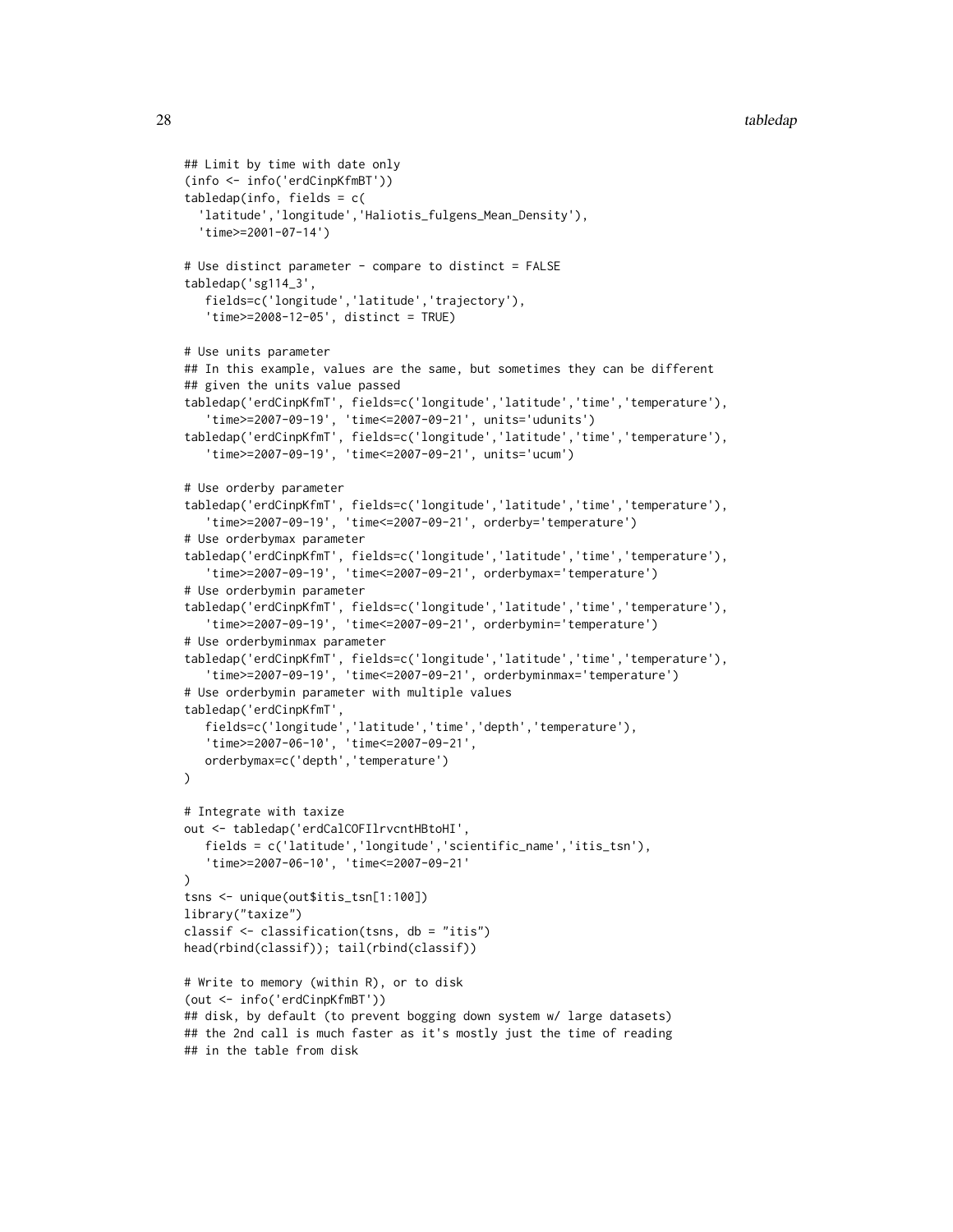```
## Limit by time with date only
(info <- info('erdCinpKfmBT'))
tabledap(info, fields = c(
  'latitude','longitude','Haliotis_fulgens_Mean_Density'),
  'time>=2001-07-14')

# Use distinct parameter - compare to distinct = FALSE
tabledap('sg114_3',
   fields=c('longitude','latitude','trajectory'),
   'time>=2008-12-05', distinct = TRUE)

# Use units parameter
## In this example, values are the same, but sometimes they can be different
## given the units value passed
tabledap('erdCinpKfmT', fields=c('longitude','latitude','time','temperature'),
   'time>=2007-09-19', 'time<=2007-09-21', units='udunits')
tabledap('erdCinpKfmT', fields=c('longitude','latitude','time','temperature'),
   'time>=2007-09-19', 'time<=2007-09-21', units='ucum')

# Use orderby parameter
tabledap('erdCinpKfmT', fields=c('longitude','latitude','time','temperature'),
   'time>=2007-09-19', 'time<=2007-09-21', orderby='temperature')
# Use orderbymax parameter
tabledap('erdCinpKfmT', fields=c('longitude','latitude','time','temperature'),
   'time>=2007-09-19', 'time<=2007-09-21', orderbymax='temperature')
# Use orderbymin parameter
tabledap('erdCinpKfmT', fields=c('longitude','latitude','time','temperature'),
   'time>=2007-09-19', 'time<=2007-09-21', orderbymin='temperature')
# Use orderbyminmax parameter
tabledap('erdCinpKfmT', fields=c('longitude','latitude','time','temperature'),
   'time>=2007-09-19', 'time<=2007-09-21', orderbyminmax='temperature')
# Use orderbymin parameter with multiple values
tabledap('erdCinpKfmT',
   fields=c('longitude','latitude','time','depth','temperature'),
   'time>=2007-06-10', 'time<=2007-09-21',
   orderbymax=c('depth','temperature')
)

# Integrate with taxize
out <- tabledap('erdCalCOFIlrvcntHBtoHI',
   fields = c('latitude','longitude','scientific_name','itis_tsn'),
   'time>=2007-06-10', 'time<=2007-09-21'
)
tsns <- unique(out$itis_tsn[1:100])
library("taxize")
classif <- classification(tsns, db = "itis")
head(rbind(classif)); tail(rbind(classif))

# Write to memory (within R), or to disk
(out <- info('erdCinpKfmBT'))
## disk, by default (to prevent bogging down system w/ large datasets)
## the 2nd call is much faster as it's mostly just the time of reading
## in the table from disk
```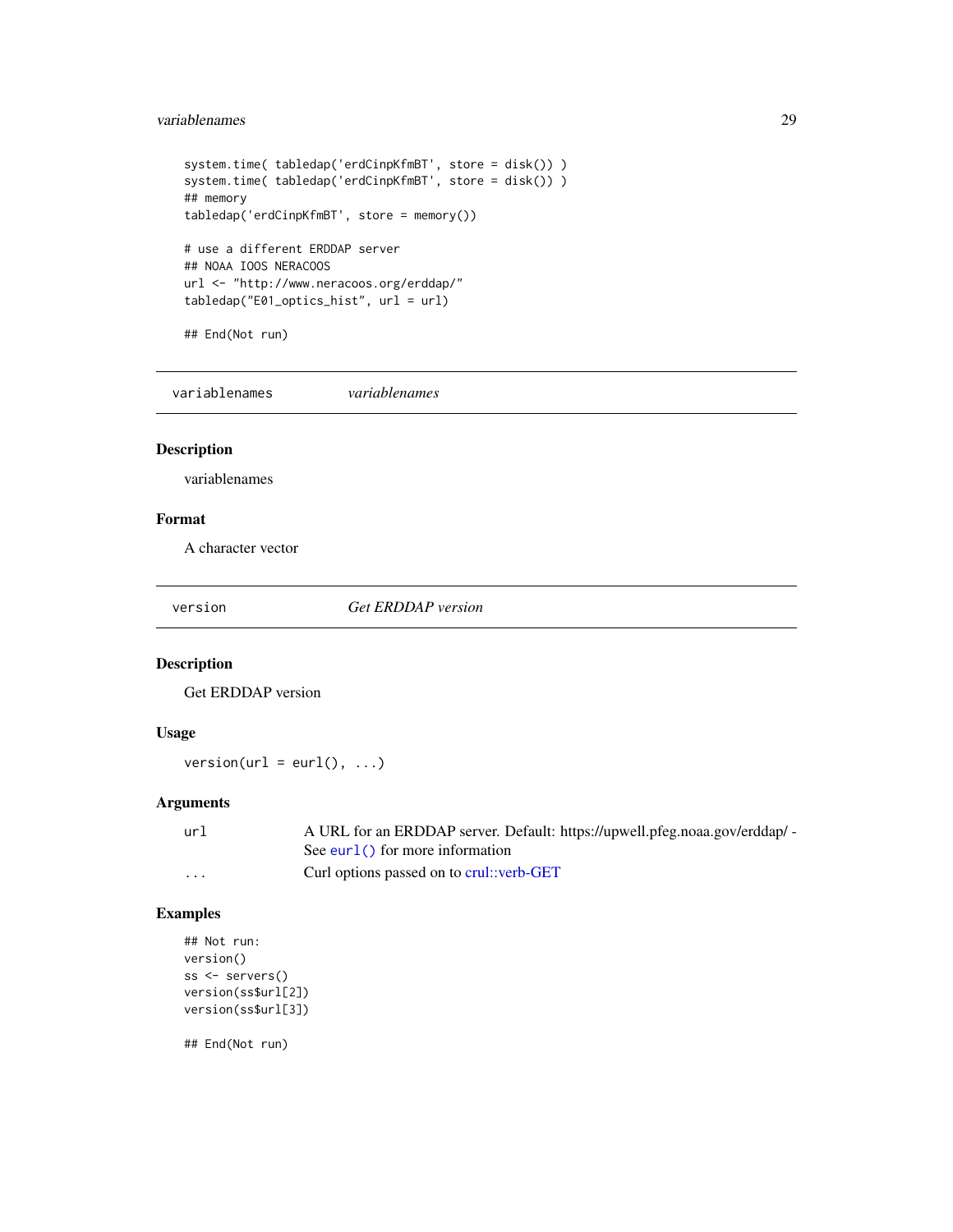```
system.time( tabledap('erdCinpKfmBT', store = disk()) )
system.time( tabledap('erdCinpKfmBT', store = disk()) )
## memory
tabledap('erdCinpKfmBT', store = memory())

# use a different ERDDAP server
## NOAA IOOS NERACOOS
url <- "http://www.neracoos.org/erddap/"
tabledap("E01_optics_hist", url = url)

## End(Not run)
```

## variablenames — *variablenames*

### Description

variablenames

### Format

A character vector

## version — *Get ERDDAP version*

### Description

Get ERDDAP version

### Usage

```
version(url = eurl(), ...)
```

### Arguments

| | |
|---|---|
| url | A URL for an ERDDAP server. Default: https://upwell.pfeg.noaa.gov/erddap/ - See `eurl()` for more information |
| ... | Curl options passed on to crul::verb-GET |

### Examples

```
## Not run:
version()
ss <- servers()
version(ss$url[2])
version(ss$url[3])

## End(Not run)
```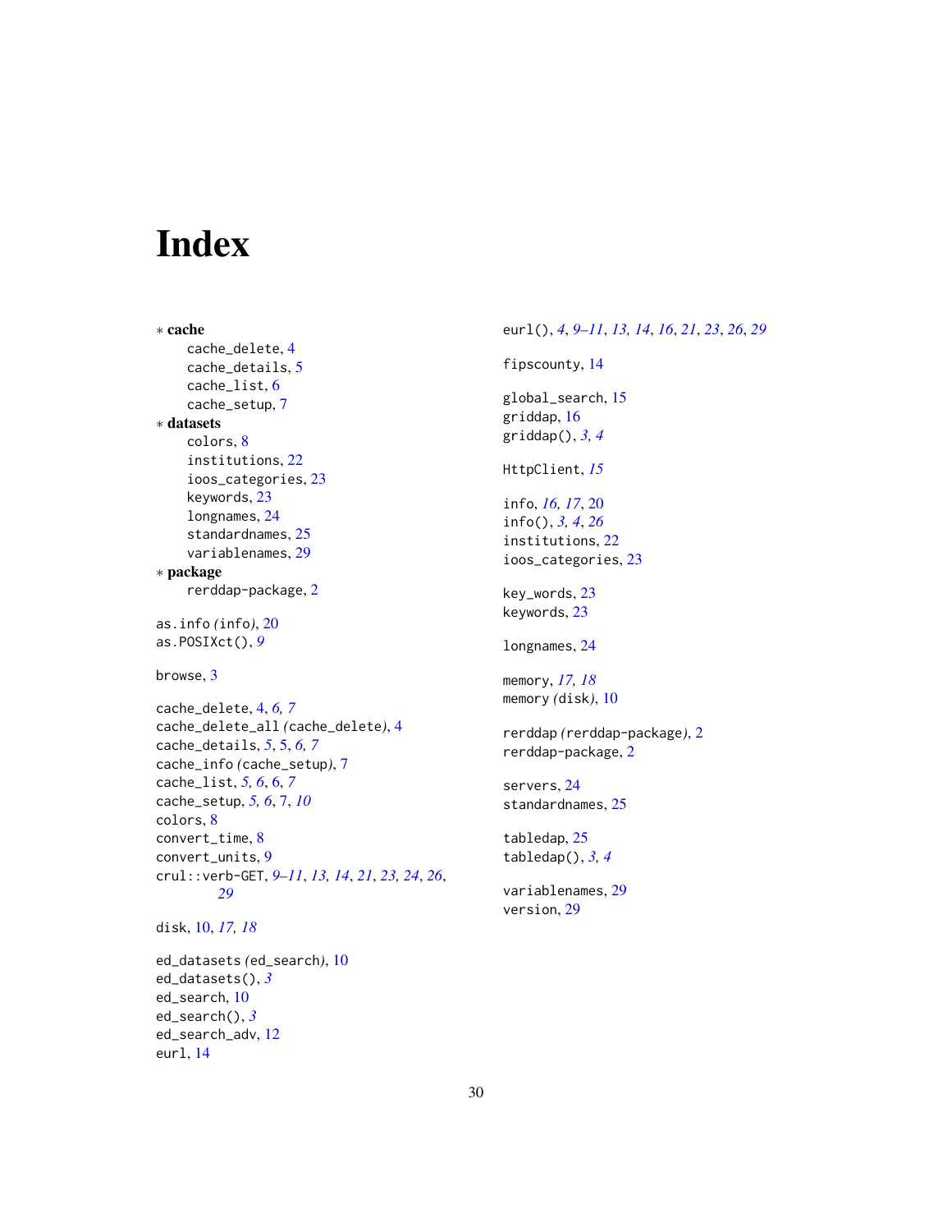# Index

* **cache**
    - cache_delete, 4
    - cache_details, 5
    - cache_list, 6
    - cache_setup, 7
* **datasets**
    - colors, 8
    - institutions, 22
    - ioos_categories, 23
    - keywords, 23
    - longnames, 24
    - standardnames, 25
    - variablenames, 29
* **package**
    - rerddap-package, 2

as.info (info), 20
as.POSIXct(), *9*

browse, 3

cache_delete, 4, *6, 7*
cache_delete_all (cache_delete), 4
cache_details, *5*, 5, *6, 7*
cache_info (cache_setup), 7
cache_list, *5, 6*, 6, *7*
cache_setup, *5, 6*, 7, *10*
colors, 8
convert_time, 8
convert_units, 9
crul::verb-GET, *9–11, 13, 14, 21, 23, 24, 26, 29*

disk, 10, *17, 18*

ed_datasets (ed_search), 10
ed_datasets(), *3*
ed_search, 10
ed_search(), *3*
ed_search_adv, 12
eurl, 14
eurl(), *4, 9–11, 13, 14, 16, 21, 23, 26, 29*

fipscounty, 14

global_search, 15
griddap, 16
griddap(), *3, 4*

HttpClient, *15*

info, *16, 17*, 20
info(), *3, 4, 26*
institutions, 22
ioos_categories, 23

key_words, 23
keywords, 23

longnames, 24

memory, *17, 18*
memory (disk), 10

rerddap (rerddap-package), 2
rerddap-package, 2

servers, 24
standardnames, 25

tabledap, 25
tabledap(), *3, 4*

variablenames, 29
version, 29